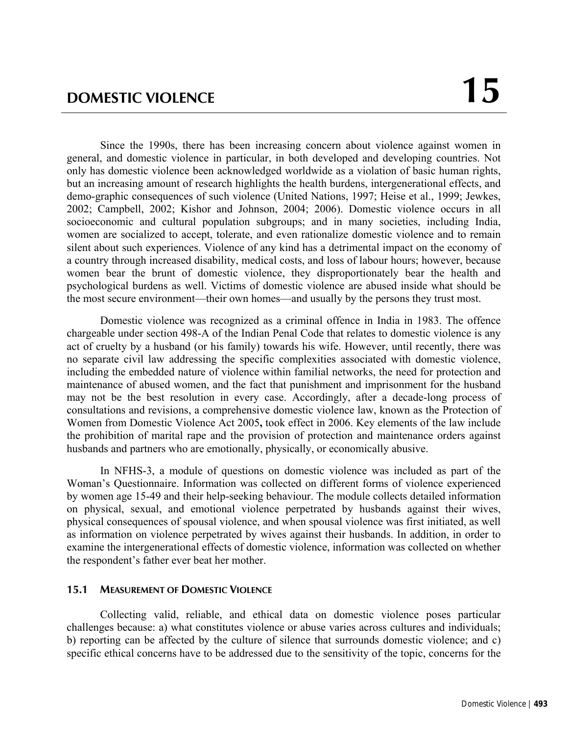# DOMESTIC VIOLENCE 15

Since the 1990s, there has been increasing concern about violence against women in general, and domestic violence in particular, in both developed and developing countries. Not only has domestic violence been acknowledged worldwide as a violation of basic human rights, but an increasing amount of research highlights the health burdens, intergenerational effects, and demo-graphic consequences of such violence (United Nations, 1997; Heise et al., 1999; Jewkes, 2002; Campbell, 2002; Kishor and Johnson, 2004; 2006). Domestic violence occurs in all socioeconomic and cultural population subgroups; and in many societies, including India, women are socialized to accept, tolerate, and even rationalize domestic violence and to remain silent about such experiences. Violence of any kind has a detrimental impact on the economy of a country through increased disability, medical costs, and loss of labour hours; however, because women bear the brunt of domestic violence, they disproportionately bear the health and psychological burdens as well. Victims of domestic violence are abused inside what should be the most secure environment—their own homes—and usually by the persons they trust most.

Domestic violence was recognized as a criminal offence in India in 1983. The offence chargeable under section 498-A of the Indian Penal Code that relates to domestic violence is any act of cruelty by a husband (or his family) towards his wife. However, until recently, there was no separate civil law addressing the specific complexities associated with domestic violence, including the embedded nature of violence within familial networks, the need for protection and maintenance of abused women, and the fact that punishment and imprisonment for the husband may not be the best resolution in every case. Accordingly, after a decade-long process of consultations and revisions, a comprehensive domestic violence law, known as the Protection of Women from Domestic Violence Act 2005**,** took effect in 2006. Key elements of the law include the prohibition of marital rape and the provision of protection and maintenance orders against husbands and partners who are emotionally, physically, or economically abusive.

In NFHS-3, a module of questions on domestic violence was included as part of the Woman's Questionnaire. Information was collected on different forms of violence experienced by women age 15-49 and their help-seeking behaviour. The module collects detailed information on physical, sexual, and emotional violence perpetrated by husbands against their wives, physical consequences of spousal violence, and when spousal violence was first initiated, as well as information on violence perpetrated by wives against their husbands. In addition, in order to examine the intergenerational effects of domestic violence, information was collected on whether the respondent's father ever beat her mother.

## 15.1 MEASUREMENT OF DOMESTIC VIOLENCE

Collecting valid, reliable, and ethical data on domestic violence poses particular challenges because: a) what constitutes violence or abuse varies across cultures and individuals; b) reporting can be affected by the culture of silence that surrounds domestic violence; and c) specific ethical concerns have to be addressed due to the sensitivity of the topic, concerns for the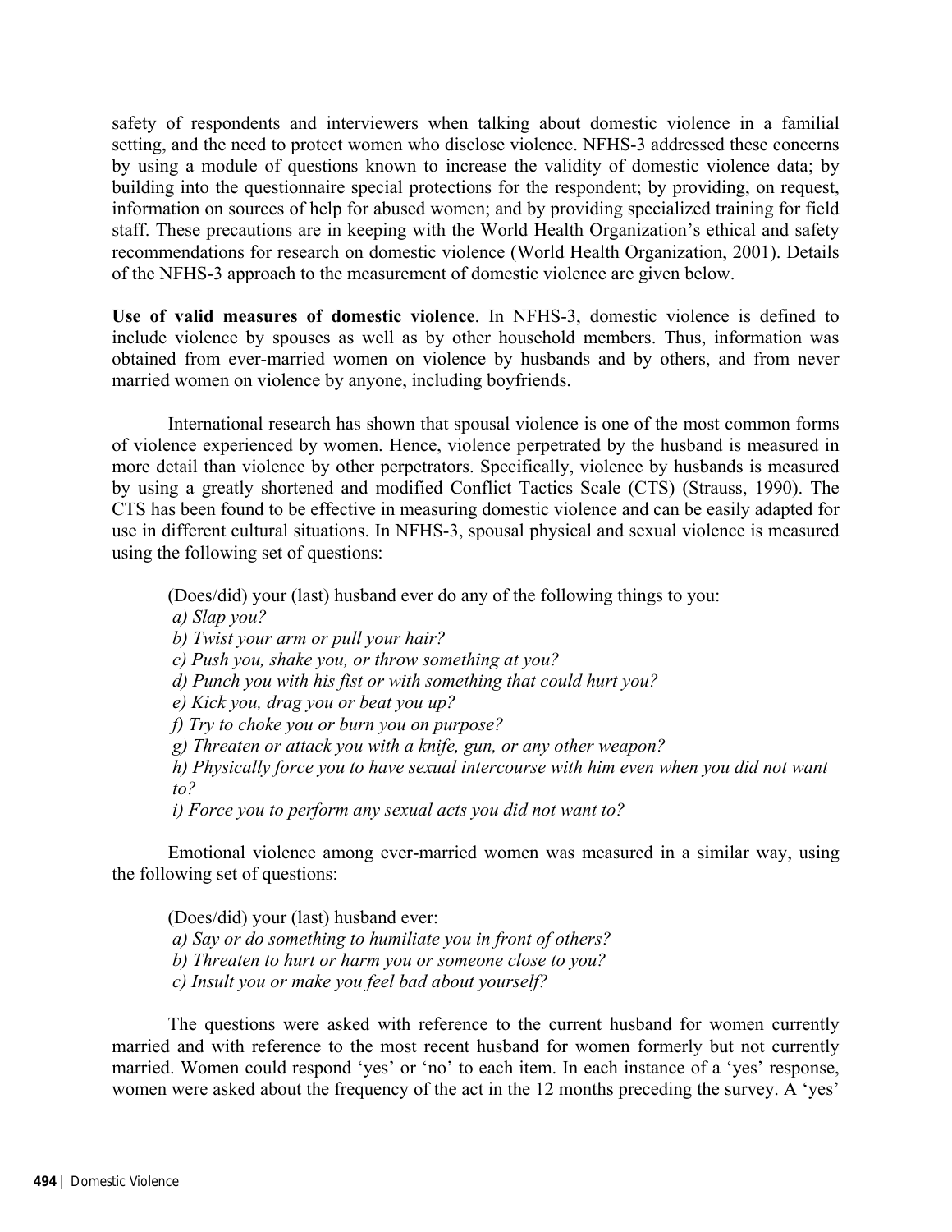safety of respondents and interviewers when talking about domestic violence in a familial setting, and the need to protect women who disclose violence. NFHS-3 addressed these concerns by using a module of questions known to increase the validity of domestic violence data; by building into the questionnaire special protections for the respondent; by providing, on request, information on sources of help for abused women; and by providing specialized training for field staff. These precautions are in keeping with the World Health Organization's ethical and safety recommendations for research on domestic violence (World Health Organization, 2001). Details of the NFHS-3 approach to the measurement of domestic violence are given below.

**Use of valid measures of domestic violence**. In NFHS-3, domestic violence is defined to include violence by spouses as well as by other household members. Thus, information was obtained from ever-married women on violence by husbands and by others, and from never married women on violence by anyone, including boyfriends.

International research has shown that spousal violence is one of the most common forms of violence experienced by women. Hence, violence perpetrated by the husband is measured in more detail than violence by other perpetrators. Specifically, violence by husbands is measured by using a greatly shortened and modified Conflict Tactics Scale (CTS) (Strauss, 1990). The CTS has been found to be effective in measuring domestic violence and can be easily adapted for use in different cultural situations. In NFHS-3, spousal physical and sexual violence is measured using the following set of questions:

(Does/did) your (last) husband ever do any of the following things to you:
*a) Slap you?*
*b) Twist your arm or pull your hair?*
*c) Push you, shake you, or throw something at you?*
*d) Punch you with his fist or with something that could hurt you?*
*e) Kick you, drag you or beat you up?*
*f) Try to choke you or burn you on purpose?*
*g) Threaten or attack you with a knife, gun, or any other weapon?*
*h) Physically force you to have sexual intercourse with him even when you did not want to?*
*i) Force you to perform any sexual acts you did not want to?*

Emotional violence among ever-married women was measured in a similar way, using the following set of questions:

(Does/did) your (last) husband ever:
*a) Say or do something to humiliate you in front of others?*
*b) Threaten to hurt or harm you or someone close to you?*
*c) Insult you or make you feel bad about yourself?*

The questions were asked with reference to the current husband for women currently married and with reference to the most recent husband for women formerly but not currently married. Women could respond 'yes' or 'no' to each item. In each instance of a 'yes' response, women were asked about the frequency of the act in the 12 months preceding the survey. A 'yes'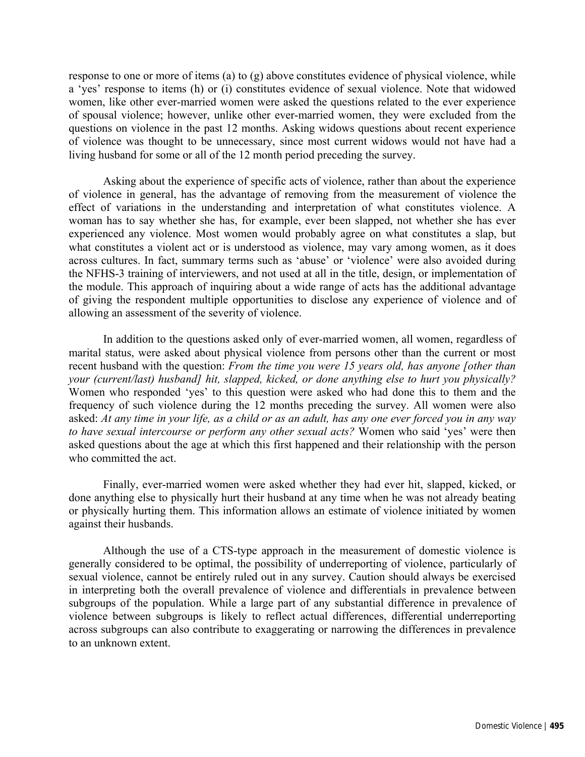response to one or more of items (a) to (g) above constitutes evidence of physical violence, while a 'yes' response to items (h) or (i) constitutes evidence of sexual violence. Note that widowed women, like other ever-married women were asked the questions related to the ever experience of spousal violence; however, unlike other ever-married women, they were excluded from the questions on violence in the past 12 months. Asking widows questions about recent experience of violence was thought to be unnecessary, since most current widows would not have had a living husband for some or all of the 12 month period preceding the survey.

Asking about the experience of specific acts of violence, rather than about the experience of violence in general, has the advantage of removing from the measurement of violence the effect of variations in the understanding and interpretation of what constitutes violence. A woman has to say whether she has, for example, ever been slapped, not whether she has ever experienced any violence. Most women would probably agree on what constitutes a slap, but what constitutes a violent act or is understood as violence, may vary among women, as it does across cultures. In fact, summary terms such as 'abuse' or 'violence' were also avoided during the NFHS-3 training of interviewers, and not used at all in the title, design, or implementation of the module. This approach of inquiring about a wide range of acts has the additional advantage of giving the respondent multiple opportunities to disclose any experience of violence and of allowing an assessment of the severity of violence.

In addition to the questions asked only of ever-married women, all women, regardless of marital status, were asked about physical violence from persons other than the current or most recent husband with the question: *From the time you were 15 years old, has anyone [other than your (current/last) husband] hit, slapped, kicked, or done anything else to hurt you physically?* Women who responded 'yes' to this question were asked who had done this to them and the frequency of such violence during the 12 months preceding the survey. All women were also asked: *At any time in your life, as a child or as an adult, has any one ever forced you in any way to have sexual intercourse or perform any other sexual acts?* Women who said 'yes' were then asked questions about the age at which this first happened and their relationship with the person who committed the act.

Finally, ever-married women were asked whether they had ever hit, slapped, kicked, or done anything else to physically hurt their husband at any time when he was not already beating or physically hurting them. This information allows an estimate of violence initiated by women against their husbands.

Although the use of a CTS-type approach in the measurement of domestic violence is generally considered to be optimal, the possibility of underreporting of violence, particularly of sexual violence, cannot be entirely ruled out in any survey. Caution should always be exercised in interpreting both the overall prevalence of violence and differentials in prevalence between subgroups of the population. While a large part of any substantial difference in prevalence of violence between subgroups is likely to reflect actual differences, differential underreporting across subgroups can also contribute to exaggerating or narrowing the differences in prevalence to an unknown extent.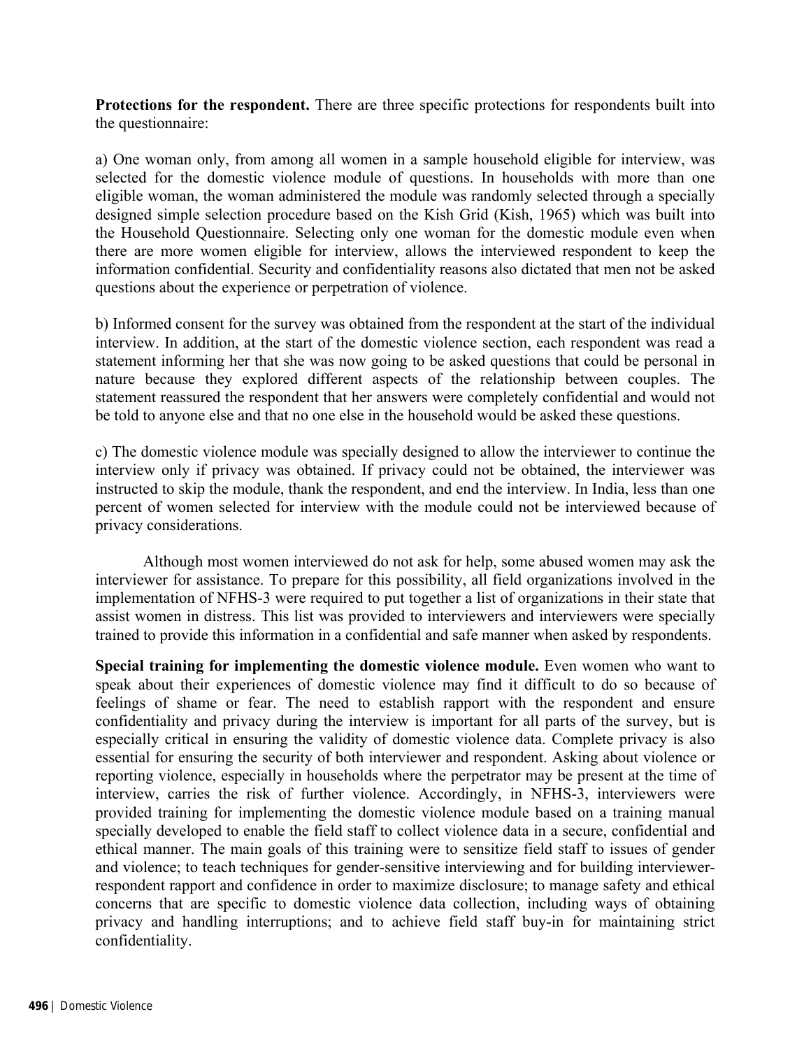**Protections for the respondent.** There are three specific protections for respondents built into the questionnaire:

a) One woman only, from among all women in a sample household eligible for interview, was selected for the domestic violence module of questions. In households with more than one eligible woman, the woman administered the module was randomly selected through a specially designed simple selection procedure based on the Kish Grid (Kish, 1965) which was built into the Household Questionnaire. Selecting only one woman for the domestic module even when there are more women eligible for interview, allows the interviewed respondent to keep the information confidential. Security and confidentiality reasons also dictated that men not be asked questions about the experience or perpetration of violence.

b) Informed consent for the survey was obtained from the respondent at the start of the individual interview. In addition, at the start of the domestic violence section, each respondent was read a statement informing her that she was now going to be asked questions that could be personal in nature because they explored different aspects of the relationship between couples. The statement reassured the respondent that her answers were completely confidential and would not be told to anyone else and that no one else in the household would be asked these questions.

c) The domestic violence module was specially designed to allow the interviewer to continue the interview only if privacy was obtained. If privacy could not be obtained, the interviewer was instructed to skip the module, thank the respondent, and end the interview. In India, less than one percent of women selected for interview with the module could not be interviewed because of privacy considerations.

Although most women interviewed do not ask for help, some abused women may ask the interviewer for assistance. To prepare for this possibility, all field organizations involved in the implementation of NFHS-3 were required to put together a list of organizations in their state that assist women in distress. This list was provided to interviewers and interviewers were specially trained to provide this information in a confidential and safe manner when asked by respondents.

**Special training for implementing the domestic violence module.** Even women who want to speak about their experiences of domestic violence may find it difficult to do so because of feelings of shame or fear. The need to establish rapport with the respondent and ensure confidentiality and privacy during the interview is important for all parts of the survey, but is especially critical in ensuring the validity of domestic violence data. Complete privacy is also essential for ensuring the security of both interviewer and respondent. Asking about violence or reporting violence, especially in households where the perpetrator may be present at the time of interview, carries the risk of further violence. Accordingly, in NFHS-3, interviewers were provided training for implementing the domestic violence module based on a training manual specially developed to enable the field staff to collect violence data in a secure, confidential and ethical manner. The main goals of this training were to sensitize field staff to issues of gender and violence; to teach techniques for gender-sensitive interviewing and for building interviewer-respondent rapport and confidence in order to maximize disclosure; to manage safety and ethical concerns that are specific to domestic violence data collection, including ways of obtaining privacy and handling interruptions; and to achieve field staff buy-in for maintaining strict confidentiality.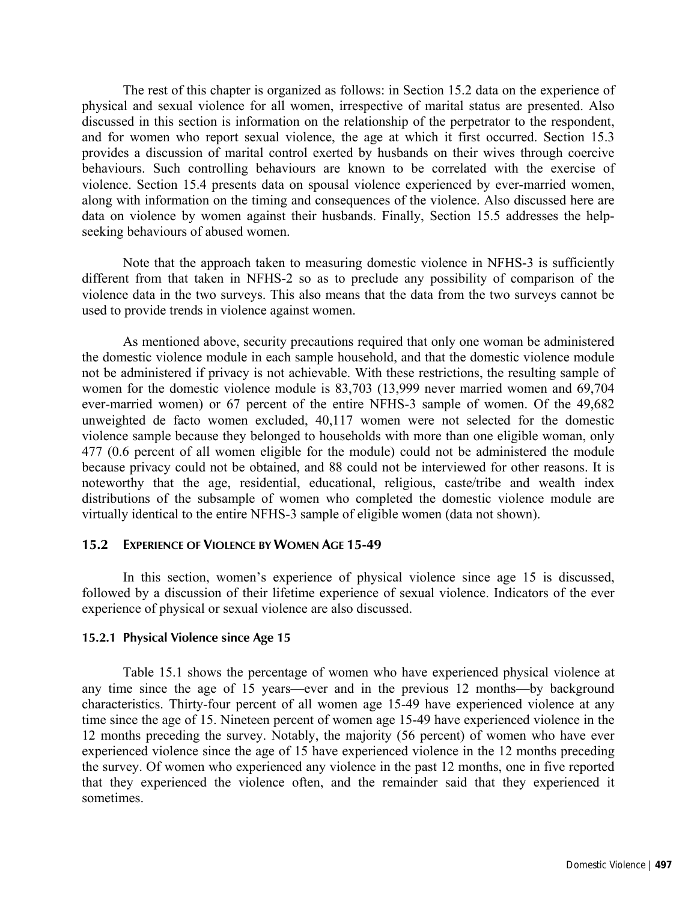The rest of this chapter is organized as follows: in Section 15.2 data on the experience of physical and sexual violence for all women, irrespective of marital status are presented. Also discussed in this section is information on the relationship of the perpetrator to the respondent, and for women who report sexual violence, the age at which it first occurred. Section 15.3 provides a discussion of marital control exerted by husbands on their wives through coercive behaviours. Such controlling behaviours are known to be correlated with the exercise of violence. Section 15.4 presents data on spousal violence experienced by ever-married women, along with information on the timing and consequences of the violence. Also discussed here are data on violence by women against their husbands. Finally, Section 15.5 addresses the help-seeking behaviours of abused women.

Note that the approach taken to measuring domestic violence in NFHS-3 is sufficiently different from that taken in NFHS-2 so as to preclude any possibility of comparison of the violence data in the two surveys. This also means that the data from the two surveys cannot be used to provide trends in violence against women.

As mentioned above, security precautions required that only one woman be administered the domestic violence module in each sample household, and that the domestic violence module not be administered if privacy is not achievable. With these restrictions, the resulting sample of women for the domestic violence module is 83,703 (13,999 never married women and 69,704 ever-married women) or 67 percent of the entire NFHS-3 sample of women. Of the 49,682 unweighted de facto women excluded, 40,117 women were not selected for the domestic violence sample because they belonged to households with more than one eligible woman, only 477 (0.6 percent of all women eligible for the module) could not be administered the module because privacy could not be obtained, and 88 could not be interviewed for other reasons. It is noteworthy that the age, residential, educational, religious, caste/tribe and wealth index distributions of the subsample of women who completed the domestic violence module are virtually identical to the entire NFHS-3 sample of eligible women (data not shown).

## 15.2 Experience of Violence by Women Age 15-49

In this section, women's experience of physical violence since age 15 is discussed, followed by a discussion of their lifetime experience of sexual violence. Indicators of the ever experience of physical or sexual violence are also discussed.

### 15.2.1 Physical Violence since Age 15

Table 15.1 shows the percentage of women who have experienced physical violence at any time since the age of 15 years—ever and in the previous 12 months—by background characteristics. Thirty-four percent of all women age 15-49 have experienced violence at any time since the age of 15. Nineteen percent of women age 15-49 have experienced violence in the 12 months preceding the survey. Notably, the majority (56 percent) of women who have ever experienced violence since the age of 15 have experienced violence in the 12 months preceding the survey. Of women who experienced any violence in the past 12 months, one in five reported that they experienced the violence often, and the remainder said that they experienced it sometimes.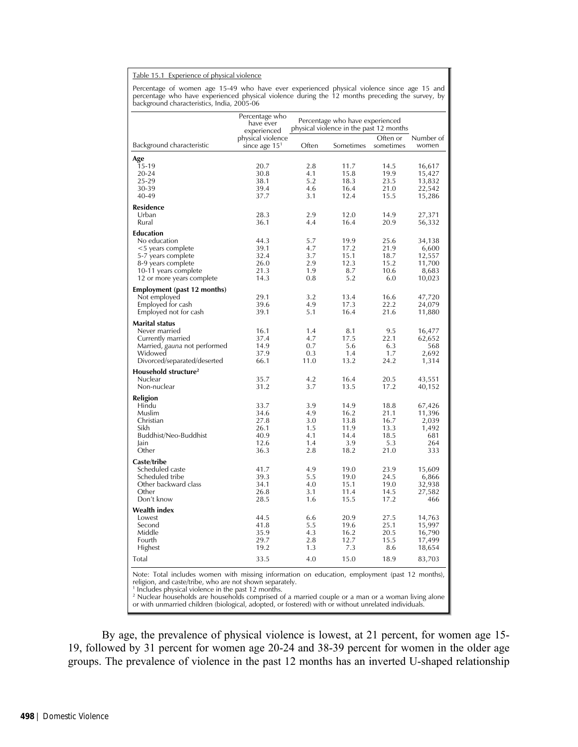Table 15.1 Experience of physical violence

Percentage of women age 15-49 who have ever experienced physical violence since age 15 and percentage who have experienced physical violence during the 12 months preceding the survey, by background characteristics, India, 2005-06

| Background characteristic | Percentage who have ever experienced physical violence since age 15[1] | Percentage who have experienced physical violence in the past 12 months | | | Number of women |
|---|---|---|---|---|---|
| | | Often | Sometimes | Often or sometimes | |
| **Age** | | | | | |
| 15-19 | 20.7 | 2.8 | 11.7 | 14.5 | 16,617 |
| 20-24 | 30.8 | 4.1 | 15.8 | 19.9 | 15,427 |
| 25-29 | 38.1 | 5.2 | 18.3 | 23.5 | 13,832 |
| 30-39 | 39.4 | 4.6 | 16.4 | 21.0 | 22,542 |
| 40-49 | 37.7 | 3.1 | 12.4 | 15.5 | 15,286 |
| **Residence** | | | | | |
| Urban | 28.3 | 2.9 | 12.0 | 14.9 | 27,371 |
| Rural | 36.1 | 4.4 | 16.4 | 20.9 | 56,332 |
| **Education** | | | | | |
| No education | 44.3 | 5.7 | 19.9 | 25.6 | 34,138 |
| <5 years complete | 39.1 | 4.7 | 17.2 | 21.9 | 6,600 |
| 5-7 years complete | 32.4 | 3.7 | 15.1 | 18.7 | 12,557 |
| 8-9 years complete | 26.0 | 2.9 | 12.3 | 15.2 | 11,700 |
| 10-11 years complete | 21.3 | 1.9 | 8.7 | 10.6 | 8,683 |
| 12 or more years complete | 14.3 | 0.8 | 5.2 | 6.0 | 10,023 |
| **Employment (past 12 months)** | | | | | |
| Not employed | 29.1 | 3.2 | 13.4 | 16.6 | 47,720 |
| Employed for cash | 39.6 | 4.9 | 17.3 | 22.2 | 24,079 |
| Employed not for cash | 39.1 | 5.1 | 16.4 | 21.6 | 11,880 |
| **Marital status** | | | | | |
| Never married | 16.1 | 1.4 | 8.1 | 9.5 | 16,477 |
| Currently married | 37.4 | 4.7 | 17.5 | 22.1 | 62,652 |
| Married, *gauna* not performed | 14.9 | 0.7 | 5.6 | 6.3 | 568 |
| Widowed | 37.9 | 0.3 | 1.4 | 1.7 | 2,692 |
| Divorced/separated/deserted | 66.1 | 11.0 | 13.2 | 24.2 | 1,314 |
| **Household structure[2]** | | | | | |
| Nuclear | 35.7 | 4.2 | 16.4 | 20.5 | 43,551 |
| Non-nuclear | 31.2 | 3.7 | 13.5 | 17.2 | 40,152 |
| **Religion** | | | | | |
| Hindu | 33.7 | 3.9 | 14.9 | 18.8 | 67,426 |
| Muslim | 34.6 | 4.9 | 16.2 | 21.1 | 11,396 |
| Christian | 27.8 | 3.0 | 13.8 | 16.7 | 2,039 |
| Sikh | 26.1 | 1.5 | 11.9 | 13.3 | 1,492 |
| Buddhist/Neo-Buddhist | 40.9 | 4.1 | 14.4 | 18.5 | 681 |
| Jain | 12.6 | 1.4 | 3.9 | 5.3 | 264 |
| Other | 36.3 | 2.8 | 18.2 | 21.0 | 333 |
| **Caste/tribe** | | | | | |
| Scheduled caste | 41.7 | 4.9 | 19.0 | 23.9 | 15,609 |
| Scheduled tribe | 39.3 | 5.5 | 19.0 | 24.5 | 6,866 |
| Other backward class | 34.1 | 4.0 | 15.1 | 19.0 | 32,938 |
| Other | 26.8 | 3.1 | 11.4 | 14.5 | 27,582 |
| Don't know | 28.5 | 1.6 | 15.5 | 17.2 | 466 |
| **Wealth index** | | | | | |
| Lowest | 44.5 | 6.6 | 20.9 | 27.5 | 14,763 |
| Second | 41.8 | 5.5 | 19.6 | 25.1 | 15,997 |
| Middle | 35.9 | 4.3 | 16.2 | 20.5 | 16,790 |
| Fourth | 29.7 | 2.8 | 12.7 | 15.5 | 17,499 |
| Highest | 19.2 | 1.3 | 7.3 | 8.6 | 18,654 |
| Total | 33.5 | 4.0 | 15.0 | 18.9 | 83,703 |

Note: Total includes women with missing information on education, employment (past 12 months), religion, and caste/tribe, who are not shown separately.
[1] Includes physical violence in the past 12 months.
[2] Nuclear households are households comprised of a married couple or a man or a woman living alone or with unmarried children (biological, adopted, or fostered) with or without unrelated individuals.

By age, the prevalence of physical violence is lowest, at 21 percent, for women age 15-19, followed by 31 percent for women age 20-24 and 38-39 percent for women in the older age groups. The prevalence of violence in the past 12 months has an inverted U-shaped relationship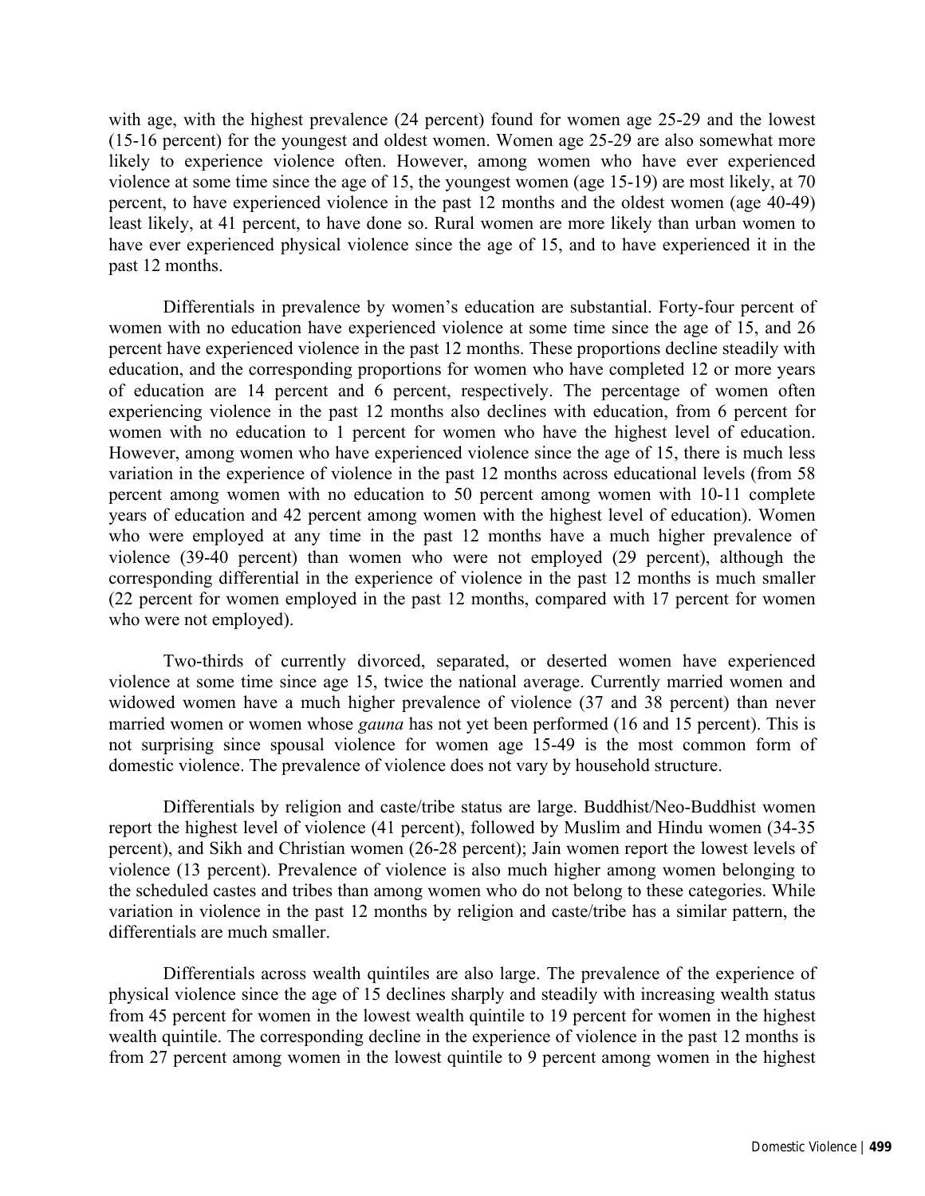with age, with the highest prevalence (24 percent) found for women age 25-29 and the lowest (15-16 percent) for the youngest and oldest women. Women age 25-29 are also somewhat more likely to experience violence often. However, among women who have ever experienced violence at some time since the age of 15, the youngest women (age 15-19) are most likely, at 70 percent, to have experienced violence in the past 12 months and the oldest women (age 40-49) least likely, at 41 percent, to have done so. Rural women are more likely than urban women to have ever experienced physical violence since the age of 15, and to have experienced it in the past 12 months.

Differentials in prevalence by women's education are substantial. Forty-four percent of women with no education have experienced violence at some time since the age of 15, and 26 percent have experienced violence in the past 12 months. These proportions decline steadily with education, and the corresponding proportions for women who have completed 12 or more years of education are 14 percent and 6 percent, respectively. The percentage of women often experiencing violence in the past 12 months also declines with education, from 6 percent for women with no education to 1 percent for women who have the highest level of education. However, among women who have experienced violence since the age of 15, there is much less variation in the experience of violence in the past 12 months across educational levels (from 58 percent among women with no education to 50 percent among women with 10-11 complete years of education and 42 percent among women with the highest level of education). Women who were employed at any time in the past 12 months have a much higher prevalence of violence (39-40 percent) than women who were not employed (29 percent), although the corresponding differential in the experience of violence in the past 12 months is much smaller (22 percent for women employed in the past 12 months, compared with 17 percent for women who were not employed).

Two-thirds of currently divorced, separated, or deserted women have experienced violence at some time since age 15, twice the national average. Currently married women and widowed women have a much higher prevalence of violence (37 and 38 percent) than never married women or women whose *gauna* has not yet been performed (16 and 15 percent). This is not surprising since spousal violence for women age 15-49 is the most common form of domestic violence. The prevalence of violence does not vary by household structure.

Differentials by religion and caste/tribe status are large. Buddhist/Neo-Buddhist women report the highest level of violence (41 percent), followed by Muslim and Hindu women (34-35 percent), and Sikh and Christian women (26-28 percent); Jain women report the lowest levels of violence (13 percent). Prevalence of violence is also much higher among women belonging to the scheduled castes and tribes than among women who do not belong to these categories. While variation in violence in the past 12 months by religion and caste/tribe has a similar pattern, the differentials are much smaller.

Differentials across wealth quintiles are also large. The prevalence of the experience of physical violence since the age of 15 declines sharply and steadily with increasing wealth status from 45 percent for women in the lowest wealth quintile to 19 percent for women in the highest wealth quintile. The corresponding decline in the experience of violence in the past 12 months is from 27 percent among women in the lowest quintile to 9 percent among women in the highest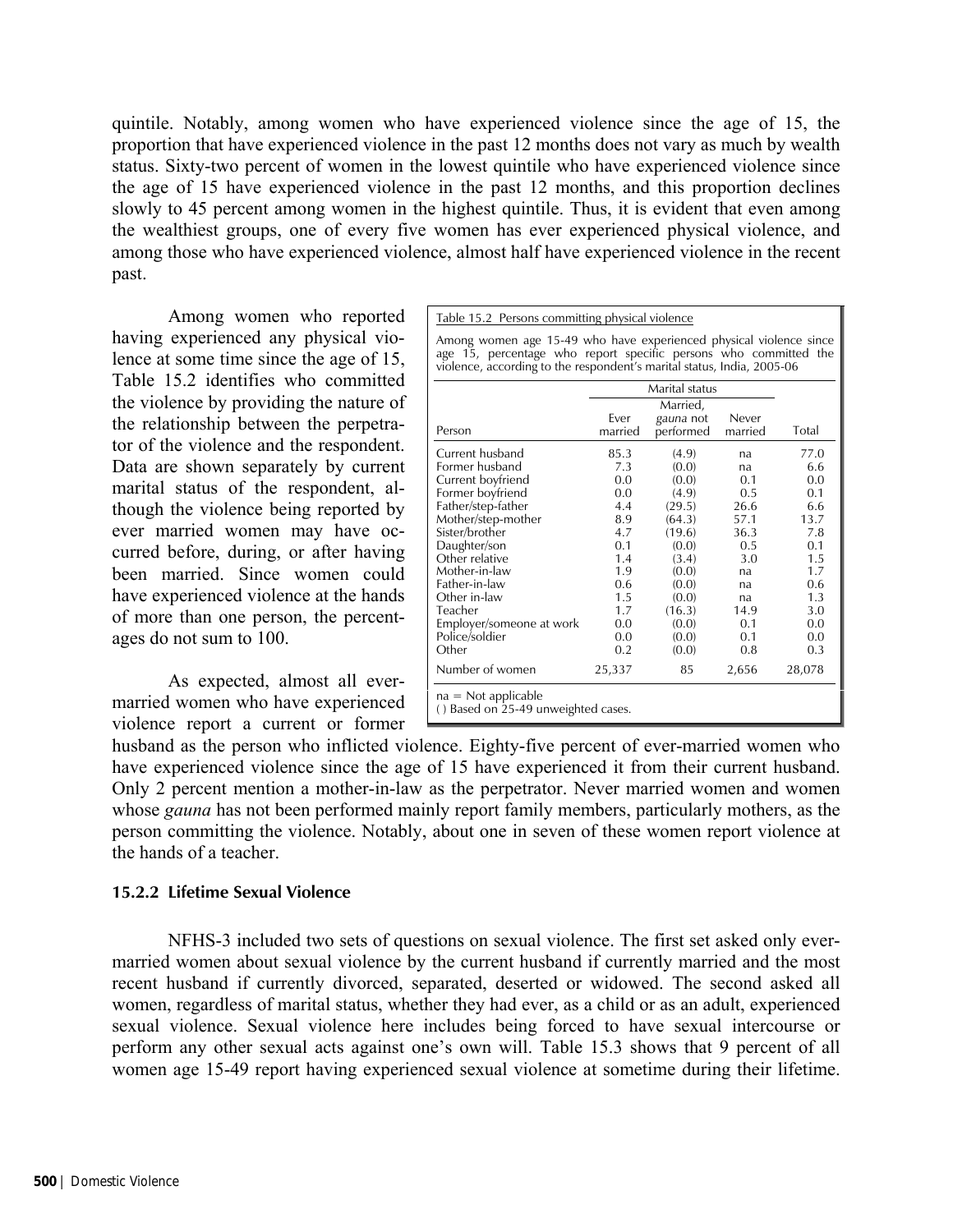quintile. Notably, among women who have experienced violence since the age of 15, the proportion that have experienced violence in the past 12 months does not vary as much by wealth status. Sixty-two percent of women in the lowest quintile who have experienced violence since the age of 15 have experienced violence in the past 12 months, and this proportion declines slowly to 45 percent among women in the highest quintile. Thus, it is evident that even among the wealthiest groups, one of every five women has ever experienced physical violence, and among those who have experienced violence, almost half have experienced violence in the recent past.

Among women who reported having experienced any physical violence at some time since the age of 15, Table 15.2 identifies who committed the violence by providing the nature of the relationship between the perpetrator of the violence and the respondent. Data are shown separately by current marital status of the respondent, although the violence being reported by ever married women may have occurred before, during, or after having been married. Since women could have experienced violence at the hands of more than one person, the percentages do not sum to 100.

Table 15.2 Persons committing physical violence

Among women age 15-49 who have experienced physical violence since age 15, percentage who report specific persons who committed the violence, according to the respondent's marital status, India, 2005-06

| | Marital status | | | |
|---|---|---|---|---|
| Person | Ever married | Married, *gauna* not performed | Never married | Total |
| Current husband | 85.3 | (4.9) | na | 77.0 |
| Former husband | 7.3 | (0.0) | na | 6.6 |
| Current boyfriend | 0.0 | (0.0) | 0.1 | 0.0 |
| Former boyfriend | 0.0 | (4.9) | 0.5 | 0.1 |
| Father/step-father | 4.4 | (29.5) | 26.6 | 6.6 |
| Mother/step-mother | 8.9 | (64.3) | 57.1 | 13.7 |
| Sister/brother | 4.7 | (19.6) | 36.3 | 7.8 |
| Daughter/son | 0.1 | (0.0) | 0.5 | 0.1 |
| Other relative | 1.4 | (3.4) | 3.0 | 1.5 |
| Mother-in-law | 1.9 | (0.0) | na | 1.7 |
| Father-in-law | 0.6 | (0.0) | na | 0.6 |
| Other in-law | 1.5 | (0.0) | na | 1.3 |
| Teacher | 1.7 | (16.3) | 14.9 | 3.0 |
| Employer/someone at work | 0.0 | (0.0) | 0.1 | 0.0 |
| Police/soldier | 0.0 | (0.0) | 0.1 | 0.0 |
| Other | 0.2 | (0.0) | 0.8 | 0.3 |
| Number of women | 25,337 | 85 | 2,656 | 28,078 |

na = Not applicable
( ) Based on 25-49 unweighted cases.

As expected, almost all ever-married women who have experienced violence report a current or former husband as the person who inflicted violence. Eighty-five percent of ever-married women who have experienced violence since the age of 15 have experienced it from their current husband. Only 2 percent mention a mother-in-law as the perpetrator. Never married women and women whose *gauna* has not been performed mainly report family members, particularly mothers, as the person committing the violence. Notably, about one in seven of these women report violence at the hands of a teacher.

### 15.2.2 Lifetime Sexual Violence

NFHS-3 included two sets of questions on sexual violence. The first set asked only ever-married women about sexual violence by the current husband if currently married and the most recent husband if currently divorced, separated, deserted or widowed. The second asked all women, regardless of marital status, whether they had ever, as a child or as an adult, experienced sexual violence. Sexual violence here includes being forced to have sexual intercourse or perform any other sexual acts against one's own will. Table 15.3 shows that 9 percent of all women age 15-49 report having experienced sexual violence at sometime during their lifetime.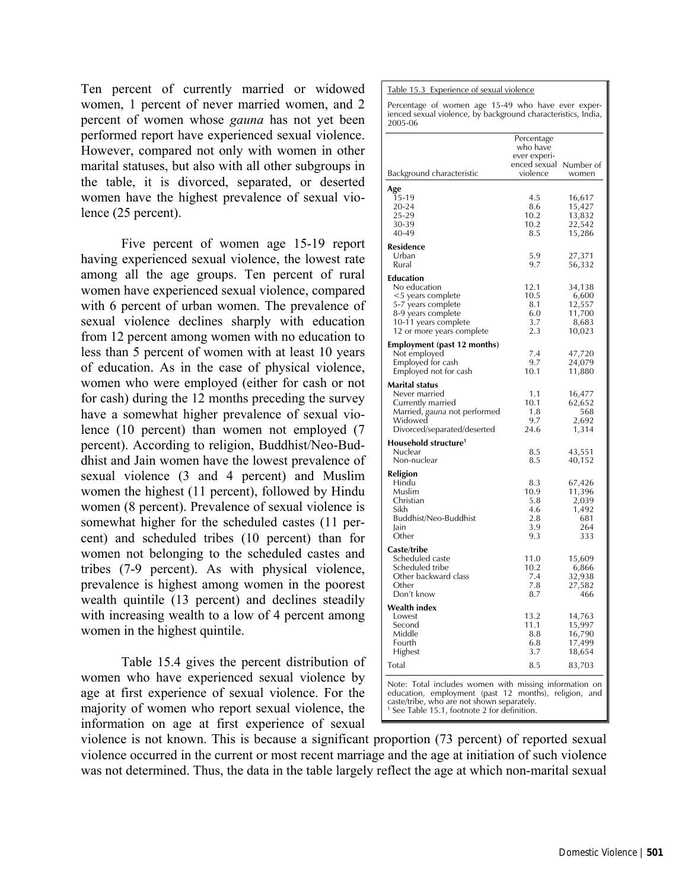Ten percent of currently married or widowed women, 1 percent of never married women, and 2 percent of women whose *gauna* has not yet been performed report have experienced sexual violence. However, compared not only with women in other marital statuses, but also with all other subgroups in the table, it is divorced, separated, or deserted women have the highest prevalence of sexual violence (25 percent).

Five percent of women age 15-19 report having experienced sexual violence, the lowest rate among all the age groups. Ten percent of rural women have experienced sexual violence, compared with 6 percent of urban women. The prevalence of sexual violence declines sharply with education from 12 percent among women with no education to less than 5 percent of women with at least 10 years of education. As in the case of physical violence, women who were employed (either for cash or not for cash) during the 12 months preceding the survey have a somewhat higher prevalence of sexual violence (10 percent) than women not employed (7 percent). According to religion, Buddhist/Neo-Buddhist and Jain women have the lowest prevalence of sexual violence (3 and 4 percent) and Muslim women the highest (11 percent), followed by Hindu women (8 percent). Prevalence of sexual violence is somewhat higher for the scheduled castes (11 percent) and scheduled tribes (10 percent) than for women not belonging to the scheduled castes and tribes (7-9 percent). As with physical violence, prevalence is highest among women in the poorest wealth quintile (13 percent) and declines steadily with increasing wealth to a low of 4 percent among women in the highest quintile.

Table 15.3 Experience of sexual violence

Percentage of women age 15-49 who have ever experienced sexual violence, by background characteristics, India, 2005-06

| Background characteristic | Percentage who have ever experienced sexual violence | Number of women |
|---|---|---|
| **Age** | | |
| 15-19 | 4.5 | 16,617 |
| 20-24 | 8.6 | 15,427 |
| 25-29 | 10.2 | 13,832 |
| 30-39 | 10.2 | 22,542 |
| 40-49 | 8.5 | 15,286 |
| **Residence** | | |
| Urban | 5.9 | 27,371 |
| Rural | 9.7 | 56,332 |
| **Education** | | |
| No education | 12.1 | 34,138 |
| <5 years complete | 10.5 | 6,600 |
| 5-7 years complete | 8.1 | 12,557 |
| 8-9 years complete | 6.0 | 11,700 |
| 10-11 years complete | 3.7 | 8,683 |
| 12 or more years complete | 2.3 | 10,023 |
| **Employment (past 12 months)** | | |
| Not employed | 7.4 | 47,720 |
| Employed for cash | 9.7 | 24,079 |
| Employed not for cash | 10.1 | 11,880 |
| **Marital status** | | |
| Never married | 1.1 | 16,477 |
| Currently married | 10.1 | 62,652 |
| Married, *gauna* not performed | 1.8 | 568 |
| Widowed | 9.7 | 2,692 |
| Divorced/separated/deserted | 24.6 | 1,314 |
| **Household structure[1]** | | |
| Nuclear | 8.5 | 43,551 |
| Non-nuclear | 8.5 | 40,152 |
| **Religion** | | |
| Hindu | 8.3 | 67,426 |
| Muslim | 10.9 | 11,396 |
| Christian | 5.8 | 2,039 |
| Sikh | 4.6 | 1,492 |
| Buddhist/Neo-Buddhist | 2.8 | 681 |
| Jain | 3.9 | 264 |
| Other | 9.3 | 333 |
| **Caste/tribe** | | |
| Scheduled caste | 11.0 | 15,609 |
| Scheduled tribe | 10.2 | 6,866 |
| Other backward class | 7.4 | 32,938 |
| Other | 7.8 | 27,582 |
| Don't know | 8.7 | 466 |
| **Wealth index** | | |
| Lowest | 13.2 | 14,763 |
| Second | 11.1 | 15,997 |
| Middle | 8.8 | 16,790 |
| Fourth | 6.8 | 17,499 |
| Highest | 3.7 | 18,654 |
| Total | 8.5 | 83,703 |

Note: Total includes women with missing information on education, employment (past 12 months), religion, and caste/tribe, who are not shown separately.
[1] See Table 15.1, footnote 2 for definition.

Table 15.4 gives the percent distribution of women who have experienced sexual violence by age at first experience of sexual violence. For the majority of women who report sexual violence, the information on age at first experience of sexual violence is not known. This is because a significant proportion (73 percent) of reported sexual violence occurred in the current or most recent marriage and the age at initiation of such violence was not determined. Thus, the data in the table largely reflect the age at which non-marital sexual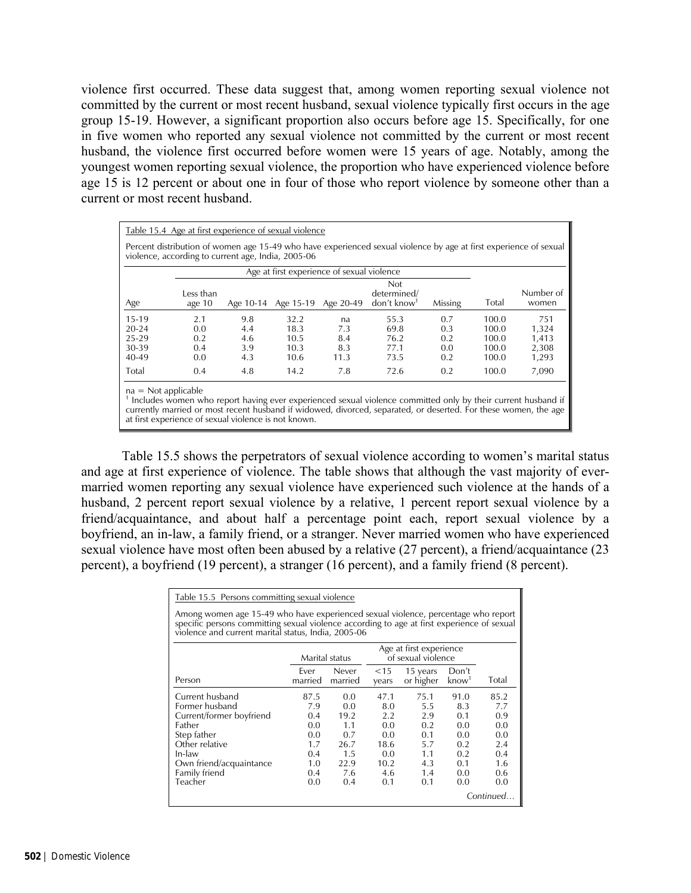violence first occurred. These data suggest that, among women reporting sexual violence not committed by the current or most recent husband, sexual violence typically first occurs in the age group 15-19. However, a significant proportion also occurs before age 15. Specifically, for one in five women who reported any sexual violence not committed by the current or most recent husband, the violence first occurred before women were 15 years of age. Notably, among the youngest women reporting sexual violence, the proportion who have experienced violence before age 15 is 12 percent or about one in four of those who report violence by someone other than a current or most recent husband.

Table 15.4 Age at first experience of sexual violence

Percent distribution of women age 15-49 who have experienced sexual violence by age at first experience of sexual violence, according to current age, India, 2005-06

| | Age at first experience of sexual violence | | | | | | | |
|---|---|---|---|---|---|---|---|---|
| Age | Less than age 10 | Age 10-14 | Age 15-19 | Age 20-49 | Not determined/ don't know[1] | Missing | Total | Number of women |
| 15-19 | 2.1 | 9.8 | 32.2 | na | 55.3 | 0.7 | 100.0 | 751 |
| 20-24 | 0.0 | 4.4 | 18.3 | 7.3 | 69.8 | 0.3 | 100.0 | 1,324 |
| 25-29 | 0.2 | 4.6 | 10.5 | 8.4 | 76.2 | 0.2 | 100.0 | 1,413 |
| 30-39 | 0.4 | 3.9 | 10.3 | 8.3 | 77.1 | 0.0 | 100.0 | 2,308 |
| 40-49 | 0.0 | 4.3 | 10.6 | 11.3 | 73.5 | 0.2 | 100.0 | 1,293 |
| Total | 0.4 | 4.8 | 14.2 | 7.8 | 72.6 | 0.2 | 100.0 | 7,090 |

na = Not applicable
[1] Includes women who report having ever experienced sexual violence committed only by their current husband if currently married or most recent husband if widowed, divorced, separated, or deserted. For these women, the age at first experience of sexual violence is not known.

Table 15.5 shows the perpetrators of sexual violence according to women's marital status and age at first experience of violence. The table shows that although the vast majority of ever-married women reporting any sexual violence have experienced such violence at the hands of a husband, 2 percent report sexual violence by a relative, 1 percent report sexual violence by a friend/acquaintance, and about half a percentage point each, report sexual violence by a boyfriend, an in-law, a family friend, or a stranger. Never married women who have experienced sexual violence have most often been abused by a relative (27 percent), a friend/acquaintance (23 percent), a boyfriend (19 percent), a stranger (16 percent), and a family friend (8 percent).

Table 15.5 Persons committing sexual violence

Among women age 15-49 who have experienced sexual violence, percentage who report specific persons committing sexual violence according to age at first experience of sexual violence and current marital status, India, 2005-06

| | Marital status | | Age at first experience of sexual violence | | | |
|---|---|---|---|---|---|---|
| Person | Ever married | Never married | <15 years | 15 years or higher | Don't know[1] | Total |
| Current husband | 87.5 | 0.0 | 47.1 | 75.1 | 91.0 | 85.2 |
| Former husband | 7.9 | 0.0 | 8.0 | 5.5 | 8.3 | 7.7 |
| Current/former boyfriend | 0.4 | 19.2 | 2.2 | 2.9 | 0.1 | 0.9 |
| Father | 0.0 | 1.1 | 0.0 | 0.2 | 0.0 | 0.0 |
| Step father | 0.0 | 0.7 | 0.0 | 0.1 | 0.0 | 0.0 |
| Other relative | 1.7 | 26.7 | 18.6 | 5.7 | 0.2 | 2.4 |
| In-law | 0.4 | 1.5 | 0.0 | 1.1 | 0.2 | 0.4 |
| Own friend/acquaintance | 1.0 | 22.9 | 10.2 | 4.3 | 0.1 | 1.6 |
| Family friend | 0.4 | 7.6 | 4.6 | 1.4 | 0.0 | 0.6 |
| Teacher | 0.0 | 0.4 | 0.1 | 0.1 | 0.0 | 0.0 |

*Continued…*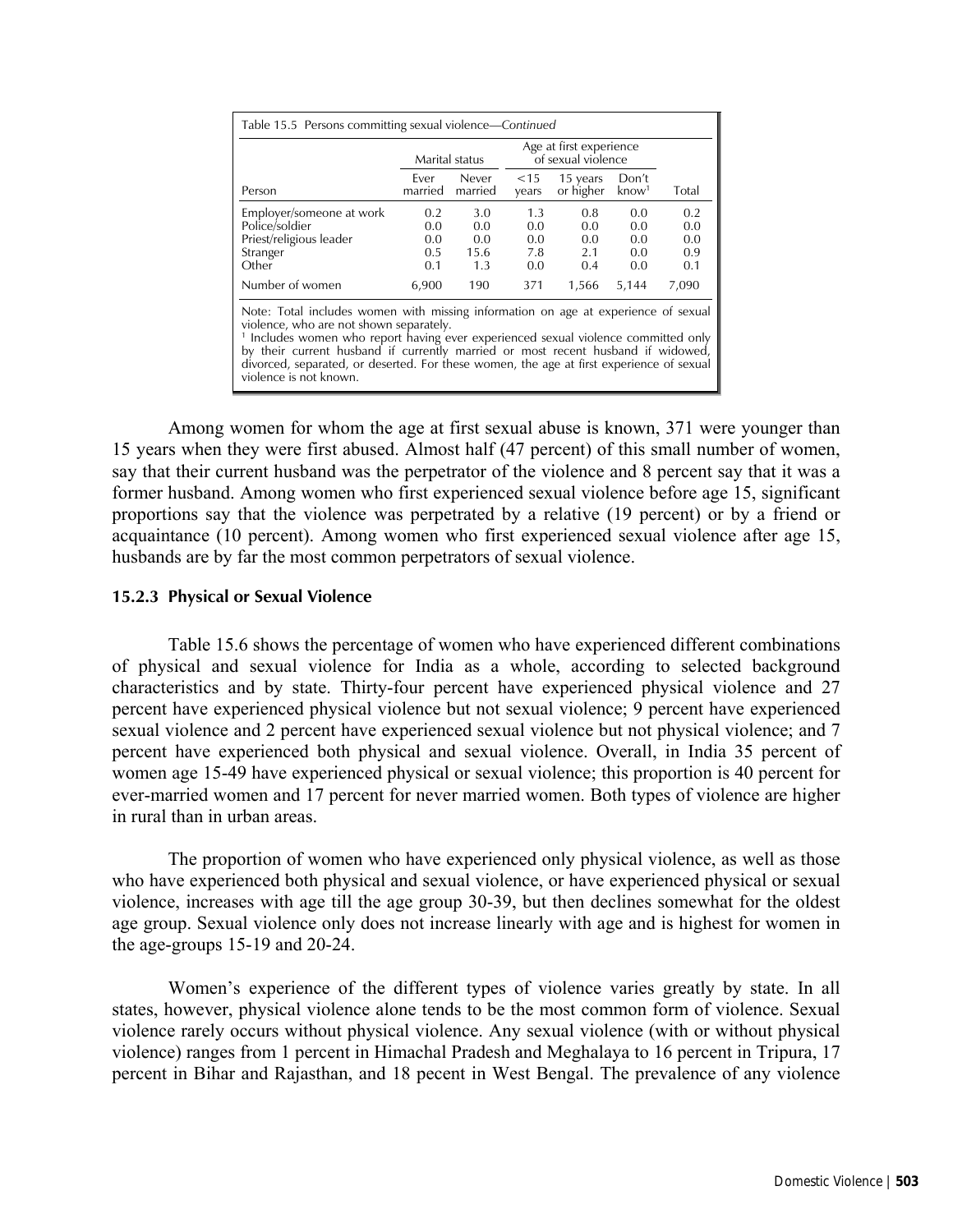Table 15.5 Persons committing sexual violence—*Continued*

| Person | Marital status | | Age at first experience of sexual violence | | | Total |
|---|---|---|---|---|---|---|
| | Ever married | Never married | <15 years | 15 years or higher | Don't know[1] | |
| Employer/someone at work | 0.2 | 3.0 | 1.3 | 0.8 | 0.0 | 0.2 |
| Police/soldier | 0.0 | 0.0 | 0.0 | 0.0 | 0.0 | 0.0 |
| Priest/religious leader | 0.0 | 0.0 | 0.0 | 0.0 | 0.0 | 0.0 |
| Stranger | 0.5 | 15.6 | 7.8 | 2.1 | 0.0 | 0.9 |
| Other | 0.1 | 1.3 | 0.0 | 0.4 | 0.0 | 0.1 |
| Number of women | 6,900 | 190 | 371 | 1,566 | 5,144 | 7,090 |

Note: Total includes women with missing information on age at experience of sexual violence, who are not shown separately.
[1] Includes women who report having ever experienced sexual violence committed only by their current husband if currently married or most recent husband if widowed, divorced, separated, or deserted. For these women, the age at first experience of sexual violence is not known.

Among women for whom the age at first sexual abuse is known, 371 were younger than 15 years when they were first abused. Almost half (47 percent) of this small number of women, say that their current husband was the perpetrator of the violence and 8 percent say that it was a former husband. Among women who first experienced sexual violence before age 15, significant proportions say that the violence was perpetrated by a relative (19 percent) or by a friend or acquaintance (10 percent). Among women who first experienced sexual violence after age 15, husbands are by far the most common perpetrators of sexual violence.

### 15.2.3 Physical or Sexual Violence

Table 15.6 shows the percentage of women who have experienced different combinations of physical and sexual violence for India as a whole, according to selected background characteristics and by state. Thirty-four percent have experienced physical violence and 27 percent have experienced physical violence but not sexual violence; 9 percent have experienced sexual violence and 2 percent have experienced sexual violence but not physical violence; and 7 percent have experienced both physical and sexual violence. Overall, in India 35 percent of women age 15-49 have experienced physical or sexual violence; this proportion is 40 percent for ever-married women and 17 percent for never married women. Both types of violence are higher in rural than in urban areas.

The proportion of women who have experienced only physical violence, as well as those who have experienced both physical and sexual violence, or have experienced physical or sexual violence, increases with age till the age group 30-39, but then declines somewhat for the oldest age group. Sexual violence only does not increase linearly with age and is highest for women in the age-groups 15-19 and 20-24.

Women's experience of the different types of violence varies greatly by state. In all states, however, physical violence alone tends to be the most common form of violence. Sexual violence rarely occurs without physical violence. Any sexual violence (with or without physical violence) ranges from 1 percent in Himachal Pradesh and Meghalaya to 16 percent in Tripura, 17 percent in Bihar and Rajasthan, and 18 pecent in West Bengal. The prevalence of any violence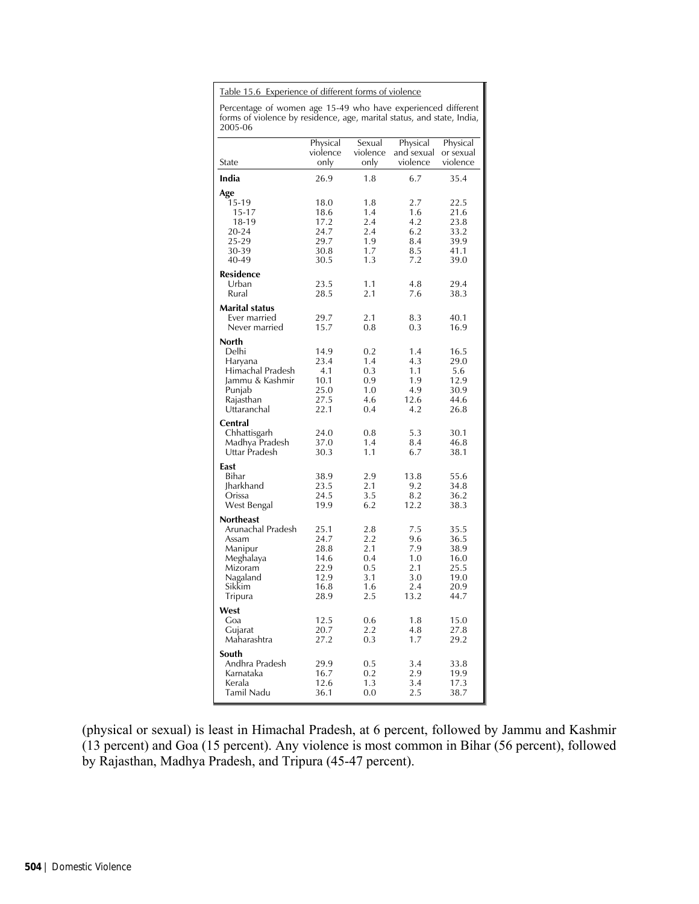Table 15.6 Experience of different forms of violence

Percentage of women age 15-49 who have experienced different forms of violence by residence, age, marital status, and state, India, 2005-06

| State | Physical violence only | Sexual violence only | Physical and sexual violence | Physical or sexual violence |
|---|---|---|---|---|
| **India** | 26.9 | 1.8 | 6.7 | 35.4 |
| **Age** | | | | |
| 15-19 | 18.0 | 1.8 | 2.7 | 22.5 |
| 15-17 | 18.6 | 1.4 | 1.6 | 21.6 |
| 18-19 | 17.2 | 2.4 | 4.2 | 23.8 |
| 20-24 | 24.7 | 2.4 | 6.2 | 33.2 |
| 25-29 | 29.7 | 1.9 | 8.4 | 39.9 |
| 30-39 | 30.8 | 1.7 | 8.5 | 41.1 |
| 40-49 | 30.5 | 1.3 | 7.2 | 39.0 |
| **Residence** | | | | |
| Urban | 23.5 | 1.1 | 4.8 | 29.4 |
| Rural | 28.5 | 2.1 | 7.6 | 38.3 |
| **Marital status** | | | | |
| Ever married | 29.7 | 2.1 | 8.3 | 40.1 |
| Never married | 15.7 | 0.8 | 0.3 | 16.9 |
| **North** | | | | |
| Delhi | 14.9 | 0.2 | 1.4 | 16.5 |
| Haryana | 23.4 | 1.4 | 4.3 | 29.0 |
| Himachal Pradesh | 4.1 | 0.3 | 1.1 | 5.6 |
| Jammu & Kashmir | 10.1 | 0.9 | 1.9 | 12.9 |
| Punjab | 25.0 | 1.0 | 4.9 | 30.9 |
| Rajasthan | 27.5 | 4.6 | 12.6 | 44.6 |
| Uttaranchal | 22.1 | 0.4 | 4.2 | 26.8 |
| **Central** | | | | |
| Chhattisgarh | 24.0 | 0.8 | 5.3 | 30.1 |
| Madhya Pradesh | 37.0 | 1.4 | 8.4 | 46.8 |
| Uttar Pradesh | 30.3 | 1.1 | 6.7 | 38.1 |
| **East** | | | | |
| Bihar | 38.9 | 2.9 | 13.8 | 55.6 |
| Jharkhand | 23.5 | 2.1 | 9.2 | 34.8 |
| Orissa | 24.5 | 3.5 | 8.2 | 36.2 |
| West Bengal | 19.9 | 6.2 | 12.2 | 38.3 |
| **Northeast** | | | | |
| Arunachal Pradesh | 25.1 | 2.8 | 7.5 | 35.5 |
| Assam | 24.7 | 2.2 | 9.6 | 36.5 |
| Manipur | 28.8 | 2.1 | 7.9 | 38.9 |
| Meghalaya | 14.6 | 0.4 | 1.0 | 16.0 |
| Mizoram | 22.9 | 0.5 | 2.1 | 25.5 |
| Nagaland | 12.9 | 3.1 | 3.0 | 19.0 |
| Sikkim | 16.8 | 1.6 | 2.4 | 20.9 |
| Tripura | 28.9 | 2.5 | 13.2 | 44.7 |
| **West** | | | | |
| Goa | 12.5 | 0.6 | 1.8 | 15.0 |
| Gujarat | 20.7 | 2.2 | 4.8 | 27.8 |
| Maharashtra | 27.2 | 0.3 | 1.7 | 29.2 |
| **South** | | | | |
| Andhra Pradesh | 29.9 | 0.5 | 3.4 | 33.8 |
| Karnataka | 16.7 | 0.2 | 2.9 | 19.9 |
| Kerala | 12.6 | 1.3 | 3.4 | 17.3 |
| Tamil Nadu | 36.1 | 0.0 | 2.5 | 38.7 |

(physical or sexual) is least in Himachal Pradesh, at 6 percent, followed by Jammu and Kashmir (13 percent) and Goa (15 percent). Any violence is most common in Bihar (56 percent), followed by Rajasthan, Madhya Pradesh, and Tripura (45-47 percent).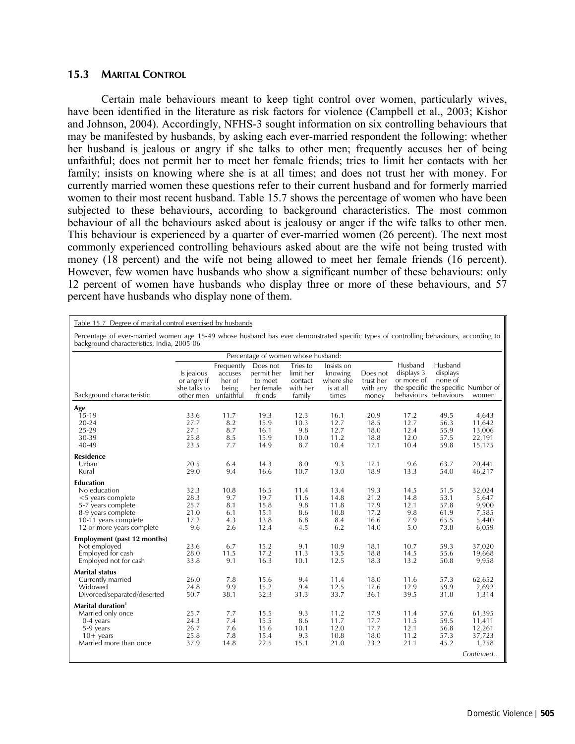### 15.3 Marital Control

Certain male behaviours meant to keep tight control over women, particularly wives, have been identified in the literature as risk factors for violence (Campbell et al., 2003; Kishor and Johnson, 2004). Accordingly, NFHS-3 sought information on six controlling behaviours that may be manifested by husbands, by asking each ever-married respondent the following: whether her husband is jealous or angry if she talks to other men; frequently accuses her of being unfaithful; does not permit her to meet her female friends; tries to limit her contacts with her family; insists on knowing where she is at all times; and does not trust her with money. For currently married women these questions refer to their current husband and for formerly married women to their most recent husband. Table 15.7 shows the percentage of women who have been subjected to these behaviours, according to background characteristics. The most common behaviour of all the behaviours asked about is jealousy or anger if the wife talks to other men. This behaviour is experienced by a quarter of ever-married women (26 percent). The next most commonly experienced controlling behaviours asked about are the wife not being trusted with money (18 percent) and the wife not being allowed to meet her female friends (16 percent). However, few women have husbands who show a significant number of these behaviours: only 12 percent of women have husbands who display three or more of these behaviours, and 57 percent have husbands who display none of them.

Table 15.7 Degree of marital control exercised by husbands

Percentage of ever-married women age 15-49 whose husband has ever demonstrated specific types of controlling behaviours, according to background characteristics, India, 2005-06

| | Percentage of women whose husband: | | | | | | | | |
|---|---|---|---|---|---|---|---|---|---|
| Background characteristic | Is jealous or angry if she talks to other men | Frequently accuses her of being unfaithful | Does not permit her to meet her female friends | Tries to limit her contact with her family | Insists on knowing where she is at all times | Does not trust her with any money | Husband displays 3 or more of the specific behaviours | Husband displays none of the specific behaviours | Number of women |
| **Age** | | | | | | | | | |
| 15-19 | 33.6 | 11.7 | 19.3 | 12.3 | 16.1 | 20.9 | 17.2 | 49.5 | 4,643 |
| 20-24 | 27.7 | 8.2 | 15.9 | 10.3 | 12.7 | 18.5 | 12.7 | 56.3 | 11,642 |
| 25-29 | 27.1 | 8.7 | 16.1 | 9.8 | 12.7 | 18.0 | 12.4 | 55.9 | 13,006 |
| 30-39 | 25.8 | 8.5 | 15.9 | 10.0 | 11.2 | 18.8 | 12.0 | 57.5 | 22,191 |
| 40-49 | 23.5 | 7.7 | 14.9 | 8.7 | 10.4 | 17.1 | 10.4 | 59.8 | 15,175 |
| **Residence** | | | | | | | | | |
| Urban | 20.5 | 6.4 | 14.3 | 8.0 | 9.3 | 17.1 | 9.6 | 63.7 | 20,441 |
| Rural | 29.0 | 9.4 | 16.6 | 10.7 | 13.0 | 18.9 | 13.3 | 54.0 | 46,217 |
| **Education** | | | | | | | | | |
| No education | 32.3 | 10.8 | 16.5 | 11.4 | 13.4 | 19.3 | 14.5 | 51.5 | 32,024 |
| <5 years complete | 28.3 | 9.7 | 19.7 | 11.6 | 14.8 | 21.2 | 14.8 | 53.1 | 5,647 |
| 5-7 years complete | 25.7 | 8.1 | 15.8 | 9.8 | 11.8 | 17.9 | 12.1 | 57.8 | 9,900 |
| 8-9 years complete | 21.0 | 6.1 | 15.1 | 8.6 | 10.8 | 17.2 | 9.8 | 61.9 | 7,585 |
| 10-11 years complete | 17.2 | 4.3 | 13.8 | 6.8 | 8.4 | 16.6 | 7.9 | 65.5 | 5,440 |
| 12 or more years complete | 9.6 | 2.6 | 12.4 | 4.5 | 6.2 | 14.0 | 5.0 | 73.8 | 6,059 |
| **Employment (past 12 months)** | | | | | | | | | |
| Not employed | 23.6 | 6.7 | 15.2 | 9.1 | 10.9 | 18.1 | 10.7 | 59.3 | 37,020 |
| Employed for cash | 28.0 | 11.5 | 17.2 | 11.3 | 13.5 | 18.8 | 14.5 | 55.6 | 19,668 |
| Employed not for cash | 33.8 | 9.1 | 16.3 | 10.1 | 12.5 | 18.3 | 13.2 | 50.8 | 9,958 |
| **Marital status** | | | | | | | | | |
| Currently married | 26.0 | 7.8 | 15.6 | 9.4 | 11.4 | 18.0 | 11.6 | 57.3 | 62,652 |
| Widowed | 24.8 | 9.9 | 15.2 | 9.4 | 12.5 | 17.6 | 12.9 | 59.9 | 2,692 |
| Divorced/separated/deserted | 50.7 | 38.1 | 32.3 | 31.3 | 33.7 | 36.1 | 39.5 | 31.8 | 1,314 |
| **Marital duration[1]** | | | | | | | | | |
| Married only once | 25.7 | 7.7 | 15.5 | 9.3 | 11.2 | 17.9 | 11.4 | 57.6 | 61,395 |
| 0-4 years | 24.3 | 7.4 | 15.5 | 8.6 | 11.7 | 17.7 | 11.5 | 59.5 | 11,411 |
| 5-9 years | 26.7 | 7.6 | 15.6 | 10.1 | 12.0 | 17.7 | 12.1 | 56.8 | 12,261 |
| 10+ years | 25.8 | 7.8 | 15.4 | 9.3 | 10.8 | 18.0 | 11.2 | 57.3 | 37,723 |
| Married more than once | 37.9 | 14.8 | 22.5 | 15.1 | 21.0 | 23.2 | 21.1 | 45.2 | 1,258 |

*Continued…*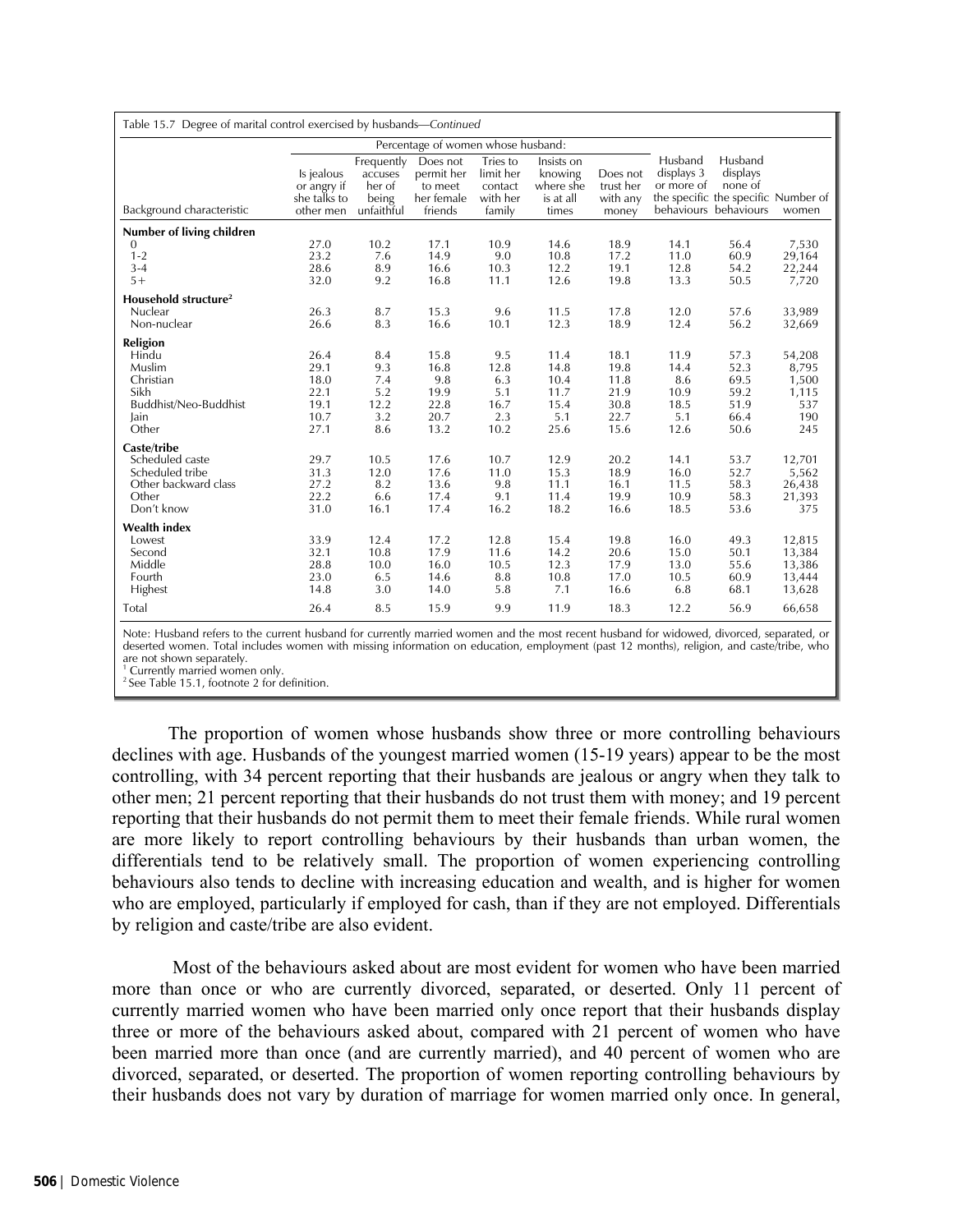Table 15.7 Degree of marital control exercised by husbands—*Continued*

| Background characteristic | Percentage of women whose husband: | | | | | | | | Number of women |
|---|---|---|---|---|---|---|---|---|---|
| | Is jealous or angry if she talks to other men | Frequently accuses her of being unfaithful | Does not permit her to meet her female friends | Tries to limit her contact with her family | Insists on knowing where she is at all times | Does not trust her with any money | Husband displays 3 or more of the specific behaviours | Husband displays none of the specific behaviours | |
| **Number of living children** | | | | | | | | | |
| 0 | 27.0 | 10.2 | 17.1 | 10.9 | 14.6 | 18.9 | 14.1 | 56.4 | 7,530 |
| 1-2 | 23.2 | 7.6 | 14.9 | 9.0 | 10.8 | 17.2 | 11.0 | 60.9 | 29,164 |
| 3-4 | 28.6 | 8.9 | 16.6 | 10.3 | 12.2 | 19.1 | 12.8 | 54.2 | 22,244 |
| 5+ | 32.0 | 9.2 | 16.8 | 11.1 | 12.6 | 19.8 | 13.3 | 50.5 | 7,720 |
| **Household structure**[2] | | | | | | | | | |
| Nuclear | 26.3 | 8.7 | 15.3 | 9.6 | 11.5 | 17.8 | 12.0 | 57.6 | 33,989 |
| Non-nuclear | 26.6 | 8.3 | 16.6 | 10.1 | 12.3 | 18.9 | 12.4 | 56.2 | 32,669 |
| **Religion** | | | | | | | | | |
| Hindu | 26.4 | 8.4 | 15.8 | 9.5 | 11.4 | 18.1 | 11.9 | 57.3 | 54,208 |
| Muslim | 29.1 | 9.3 | 16.8 | 12.8 | 14.8 | 19.8 | 14.4 | 52.3 | 8,795 |
| Christian | 18.0 | 7.4 | 9.8 | 6.3 | 10.4 | 11.8 | 8.6 | 69.5 | 1,500 |
| Sikh | 22.1 | 5.2 | 19.9 | 5.1 | 11.7 | 21.9 | 10.9 | 59.2 | 1,115 |
| Buddhist/Neo-Buddhist | 19.1 | 12.2 | 22.8 | 16.7 | 15.4 | 30.8 | 18.5 | 51.9 | 537 |
| Jain | 10.7 | 3.2 | 20.7 | 2.3 | 5.1 | 22.7 | 5.1 | 66.4 | 190 |
| Other | 27.1 | 8.6 | 13.2 | 10.2 | 25.6 | 15.6 | 12.6 | 50.6 | 245 |
| **Caste/tribe** | | | | | | | | | |
| Scheduled caste | 29.7 | 10.5 | 17.6 | 10.7 | 12.9 | 20.2 | 14.1 | 53.7 | 12,701 |
| Scheduled tribe | 31.3 | 12.0 | 17.6 | 11.0 | 15.3 | 18.9 | 16.0 | 52.7 | 5,562 |
| Other backward class | 27.2 | 8.2 | 13.6 | 9.8 | 11.1 | 16.1 | 11.5 | 58.3 | 26,438 |
| Other | 22.2 | 6.6 | 17.4 | 9.1 | 11.4 | 19.9 | 10.9 | 58.3 | 21,393 |
| Don't know | 31.0 | 16.1 | 17.4 | 16.2 | 18.2 | 16.6 | 18.5 | 53.6 | 375 |
| **Wealth index** | | | | | | | | | |
| Lowest | 33.9 | 12.4 | 17.2 | 12.8 | 15.4 | 19.8 | 16.0 | 49.3 | 12,815 |
| Second | 32.1 | 10.8 | 17.9 | 11.6 | 14.2 | 20.6 | 15.0 | 50.1 | 13,384 |
| Middle | 28.8 | 10.0 | 16.0 | 10.5 | 12.3 | 17.9 | 13.0 | 55.6 | 13,386 |
| Fourth | 23.0 | 6.5 | 14.6 | 8.8 | 10.8 | 17.0 | 10.5 | 60.9 | 13,444 |
| Highest | 14.8 | 3.0 | 14.0 | 5.8 | 7.1 | 16.6 | 6.8 | 68.1 | 13,628 |
| Total | 26.4 | 8.5 | 15.9 | 9.9 | 11.9 | 18.3 | 12.2 | 56.9 | 66,658 |

Note: Husband refers to the current husband for currently married women and the most recent husband for widowed, divorced, separated, or deserted women. Total includes women with missing information on education, employment (past 12 months), religion, and caste/tribe, who are not shown separately.
[1] Currently married women only.
[2] See Table 15.1, footnote 2 for definition.

The proportion of women whose husbands show three or more controlling behaviours declines with age. Husbands of the youngest married women (15-19 years) appear to be the most controlling, with 34 percent reporting that their husbands are jealous or angry when they talk to other men; 21 percent reporting that their husbands do not trust them with money; and 19 percent reporting that their husbands do not permit them to meet their female friends. While rural women are more likely to report controlling behaviours by their husbands than urban women, the differentials tend to be relatively small. The proportion of women experiencing controlling behaviours also tends to decline with increasing education and wealth, and is higher for women who are employed, particularly if employed for cash, than if they are not employed. Differentials by religion and caste/tribe are also evident.

Most of the behaviours asked about are most evident for women who have been married more than once or who are currently divorced, separated, or deserted. Only 11 percent of currently married women who have been married only once report that their husbands display three or more of the behaviours asked about, compared with 21 percent of women who have been married more than once (and are currently married), and 40 percent of women who are divorced, separated, or deserted. The proportion of women reporting controlling behaviours by their husbands does not vary by duration of marriage for women married only once. In general,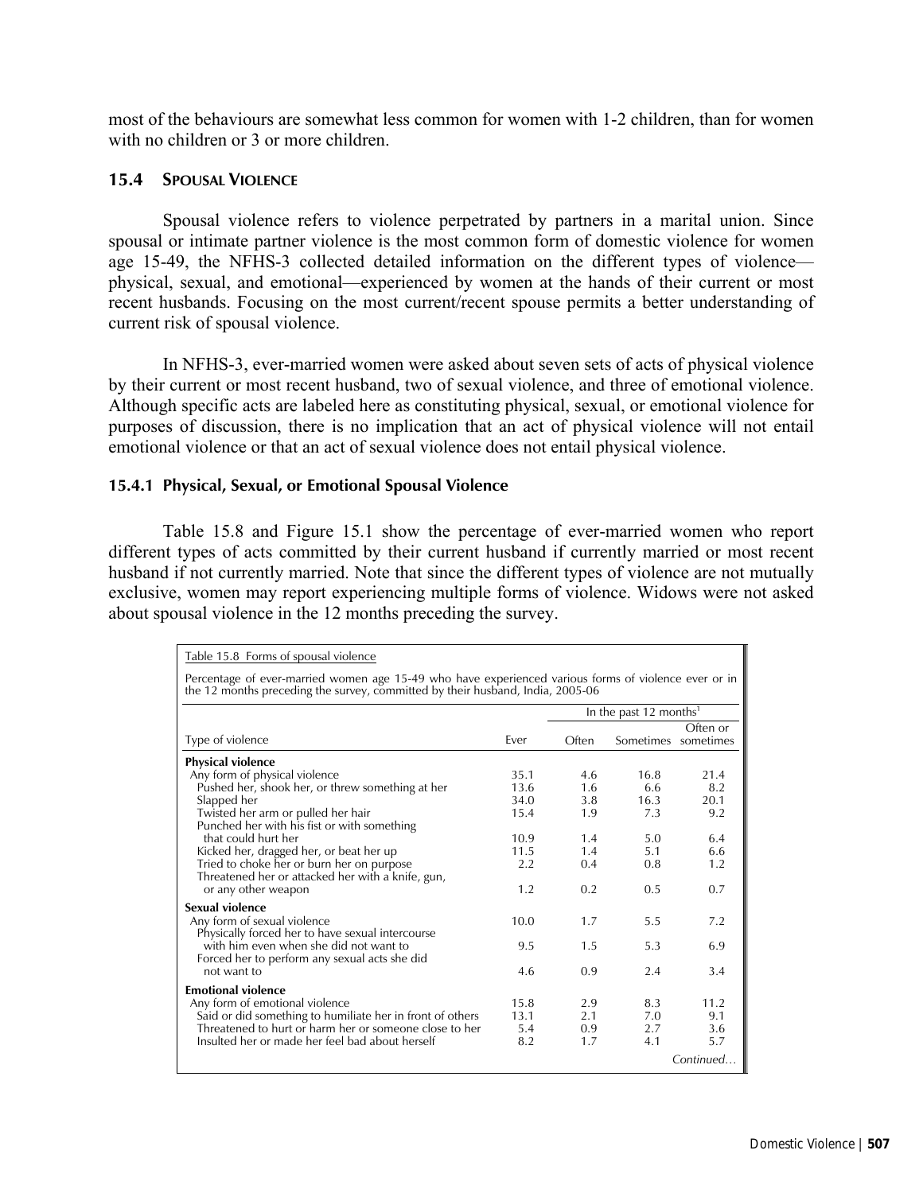most of the behaviours are somewhat less common for women with 1-2 children, than for women with no children or 3 or more children.

## 15.4 Spousal Violence

Spousal violence refers to violence perpetrated by partners in a marital union. Since spousal or intimate partner violence is the most common form of domestic violence for women age 15-49, the NFHS-3 collected detailed information on the different types of violence—physical, sexual, and emotional—experienced by women at the hands of their current or most recent husbands. Focusing on the most current/recent spouse permits a better understanding of current risk of spousal violence.

In NFHS-3, ever-married women were asked about seven sets of acts of physical violence by their current or most recent husband, two of sexual violence, and three of emotional violence. Although specific acts are labeled here as constituting physical, sexual, or emotional violence for purposes of discussion, there is no implication that an act of physical violence will not entail emotional violence or that an act of sexual violence does not entail physical violence.

### 15.4.1 Physical, Sexual, or Emotional Spousal Violence

Table 15.8 and Figure 15.1 show the percentage of ever-married women who report different types of acts committed by their current husband if currently married or most recent husband if not currently married. Note that since the different types of violence are not mutually exclusive, women may report experiencing multiple forms of violence. Widows were not asked about spousal violence in the 12 months preceding the survey.

Table 15.8 Forms of spousal violence

Percentage of ever-married women age 15-49 who have experienced various forms of violence ever or in the 12 months preceding the survey, committed by their husband, India, 2005-06

| Type of violence | Ever | In the past 12 months[1] | | |
|---|---|---|---|---|
| | | Often | Sometimes | Often or sometimes |
| **Physical violence** | | | | |
| Any form of physical violence | 35.1 | 4.6 | 16.8 | 21.4 |
| Pushed her, shook her, or threw something at her | 13.6 | 1.6 | 6.6 | 8.2 |
| Slapped her | 34.0 | 3.8 | 16.3 | 20.1 |
| Twisted her arm or pulled her hair | 15.4 | 1.9 | 7.3 | 9.2 |
| Punched her with his fist or with something that could hurt her | 10.9 | 1.4 | 5.0 | 6.4 |
| Kicked her, dragged her, or beat her up | 11.5 | 1.4 | 5.1 | 6.6 |
| Tried to choke her or burn her on purpose | 2.2 | 0.4 | 0.8 | 1.2 |
| Threatened her or attacked her with a knife, gun, or any other weapon | 1.2 | 0.2 | 0.5 | 0.7 |
| **Sexual violence** | | | | |
| Any form of sexual violence | 10.0 | 1.7 | 5.5 | 7.2 |
| Physically forced her to have sexual intercourse with him even when she did not want to | 9.5 | 1.5 | 5.3 | 6.9 |
| Forced her to perform any sexual acts she did not want to | 4.6 | 0.9 | 2.4 | 3.4 |
| **Emotional violence** | | | | |
| Any form of emotional violence | 15.8 | 2.9 | 8.3 | 11.2 |
| Said or did something to humiliate her in front of others | 13.1 | 2.1 | 7.0 | 9.1 |
| Threatened to hurt or harm her or someone close to her | 5.4 | 0.9 | 2.7 | 3.6 |
| Insulted her or made her feel bad about herself | 8.2 | 1.7 | 4.1 | 5.7 |

*Continued…*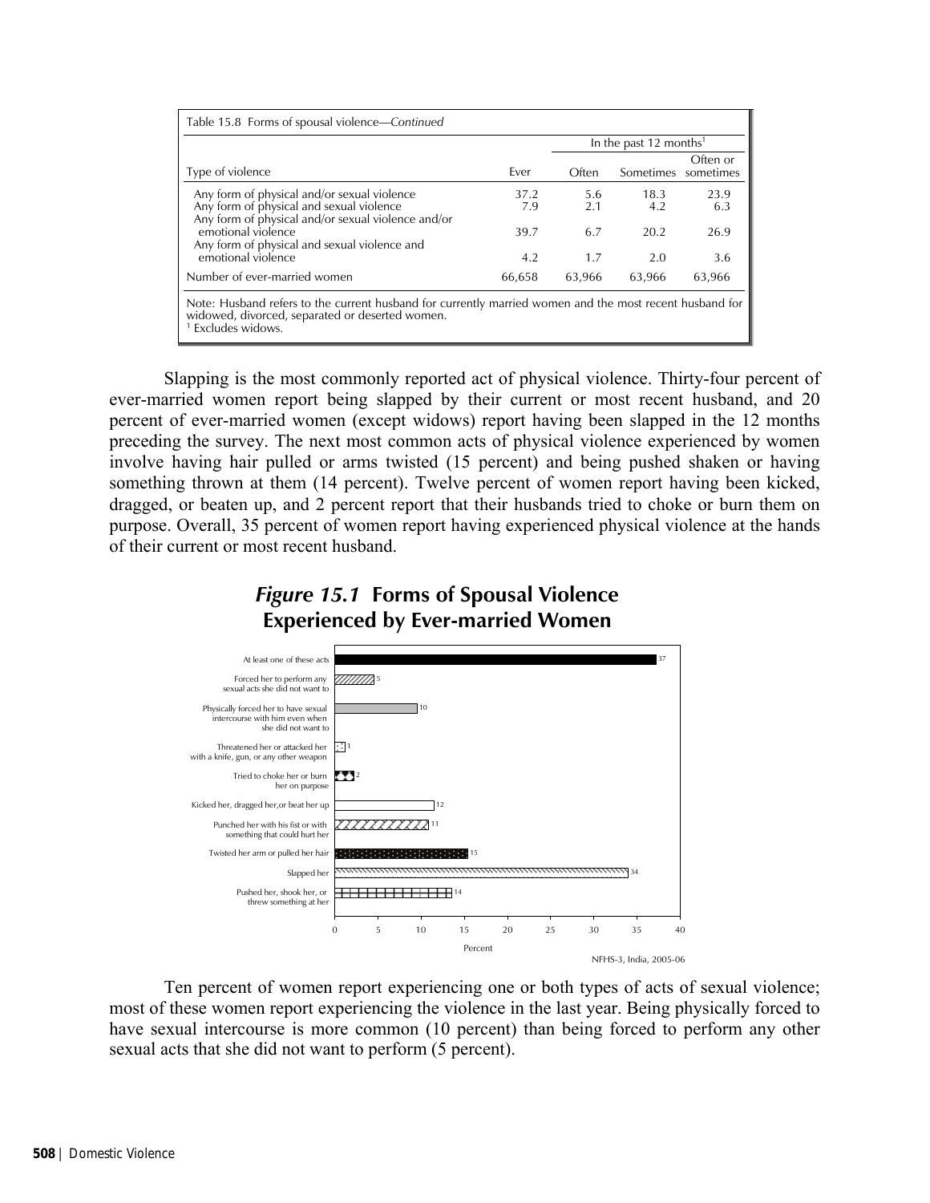| Table 15.8 Forms of spousal violence—*Continued* | | | | |
|---|---|---|---|---|
| | | In the past 12 months[1] | | |
| Type of violence | Ever | Often | Sometimes | Often or sometimes |
| Any form of physical and/or sexual violence | 37.2 | 5.6 | 18.3 | 23.9 |
| Any form of physical and sexual violence | 7.9 | 2.1 | 4.2 | 6.3 |
| Any form of physical and/or sexual violence and/or emotional violence | 39.7 | 6.7 | 20.2 | 26.9 |
| Any form of physical and sexual violence and emotional violence | 4.2 | 1.7 | 2.0 | 3.6 |
| Number of ever-married women | 66,658 | 63,966 | 63,966 | 63,966 |

Note: Husband refers to the current husband for currently married women and the most recent husband for widowed, divorced, separated or deserted women.
[1] Excludes widows.

Slapping is the most commonly reported act of physical violence. Thirty-four percent of ever-married women report being slapped by their current or most recent husband, and 20 percent of ever-married women (except widows) report having been slapped in the 12 months preceding the survey. The next most common acts of physical violence experienced by women involve having hair pulled or arms twisted (15 percent) and being pushed shaken or having something thrown at them (14 percent). Twelve percent of women report having been kicked, dragged, or beaten up, and 2 percent report that their husbands tried to choke or burn them on purpose. Overall, 35 percent of women report having experienced physical violence at the hands of their current or most recent husband.

## *Figure 15.1* Forms of Spousal Violence Experienced by Ever-married Women

| Form of violence | Percent |
|---|---|
| At least one of these acts | 37 |
| Forced her to perform any sexual acts she did not want to | 5 |
| Physically forced her to have sexual intercourse with him even when she did not want to | 10 |
| Threatened her or attacked her with a knife, gun, or any other weapon | 1 |
| Tried to choke her or burn her on purpose | 2 |
| Kicked her, dragged her,or beat her up | 12 |
| Punched her with his fist or with something that could hurt her | 11 |
| Twisted her arm or pulled her hair | 15 |
| Slapped her | 34 |
| Pushed her, shook her, or threw something at her | 14 |

NFHS-3, India, 2005-06

Ten percent of women report experiencing one or both types of acts of sexual violence; most of these women report experiencing the violence in the last year. Being physically forced to have sexual intercourse is more common (10 percent) than being forced to perform any other sexual acts that she did not want to perform (5 percent).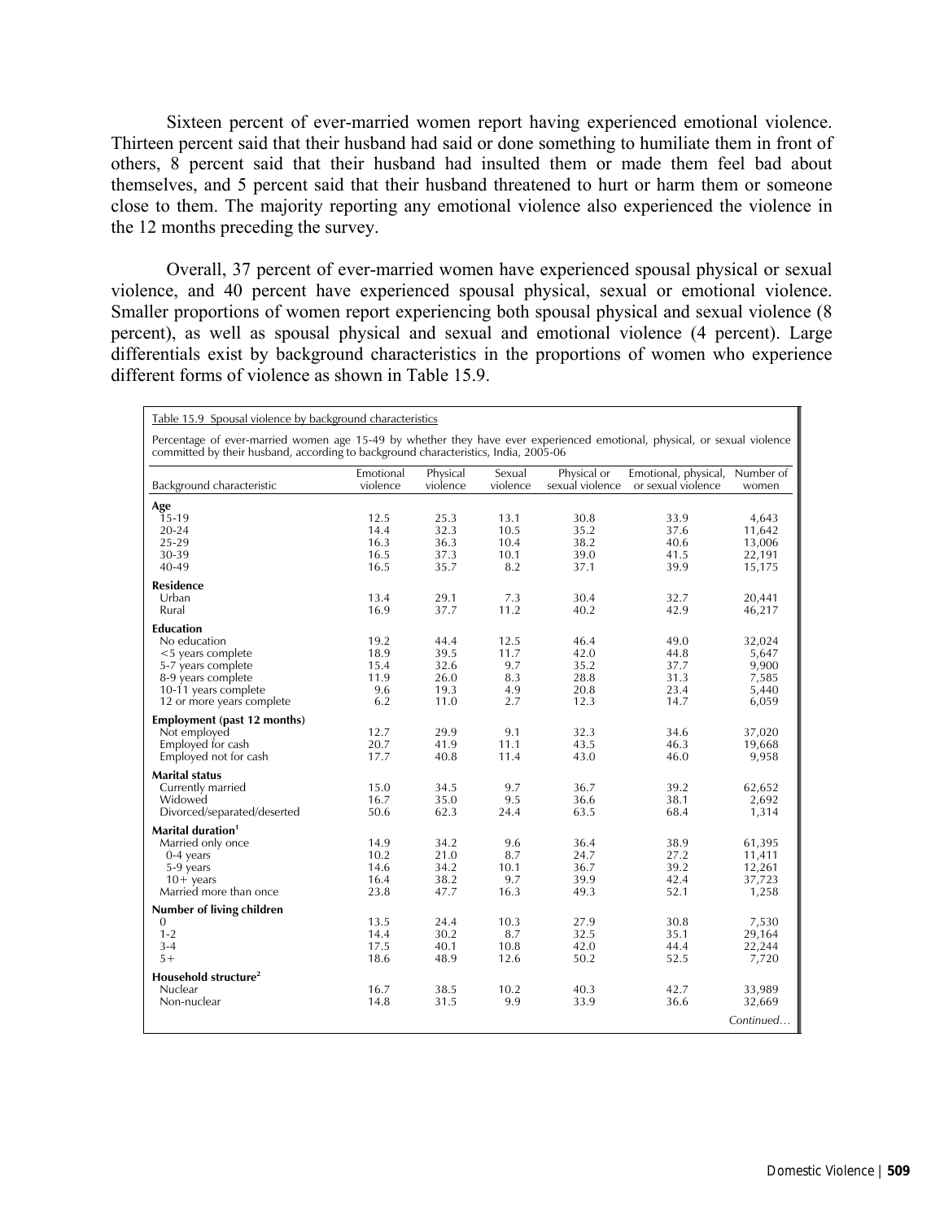Sixteen percent of ever-married women report having experienced emotional violence. Thirteen percent said that their husband had said or done something to humiliate them in front of others, 8 percent said that their husband had insulted them or made them feel bad about themselves, and 5 percent said that their husband threatened to hurt or harm them or someone close to them. The majority reporting any emotional violence also experienced the violence in the 12 months preceding the survey.

Overall, 37 percent of ever-married women have experienced spousal physical or sexual violence, and 40 percent have experienced spousal physical, sexual or emotional violence. Smaller proportions of women report experiencing both spousal physical and sexual violence (8 percent), as well as spousal physical and sexual and emotional violence (4 percent). Large differentials exist by background characteristics in the proportions of women who experience different forms of violence as shown in Table 15.9.

Table 15.9 Spousal violence by background characteristics

Percentage of ever-married women age 15-49 by whether they have ever experienced emotional, physical, or sexual violence committed by their husband, according to background characteristics, India, 2005-06

| Background characteristic | Emotional violence | Physical violence | Sexual violence | Physical or sexual violence | Emotional, physical, or sexual violence | Number of women |
|---|---|---|---|---|---|---|
| **Age** | | | | | | |
| 15-19 | 12.5 | 25.3 | 13.1 | 30.8 | 33.9 | 4,643 |
| 20-24 | 14.4 | 32.3 | 10.5 | 35.2 | 37.6 | 11,642 |
| 25-29 | 16.3 | 36.3 | 10.4 | 38.2 | 40.6 | 13,006 |
| 30-39 | 16.5 | 37.3 | 10.1 | 39.0 | 41.5 | 22,191 |
| 40-49 | 16.5 | 35.7 | 8.2 | 37.1 | 39.9 | 15,175 |
| **Residence** | | | | | | |
| Urban | 13.4 | 29.1 | 7.3 | 30.4 | 32.7 | 20,441 |
| Rural | 16.9 | 37.7 | 11.2 | 40.2 | 42.9 | 46,217 |
| **Education** | | | | | | |
| No education | 19.2 | 44.4 | 12.5 | 46.4 | 49.0 | 32,024 |
| <5 years complete | 18.9 | 39.5 | 11.7 | 42.0 | 44.8 | 5,647 |
| 5-7 years complete | 15.4 | 32.6 | 9.7 | 35.2 | 37.7 | 9,900 |
| 8-9 years complete | 11.9 | 26.0 | 8.3 | 28.8 | 31.3 | 7,585 |
| 10-11 years complete | 9.6 | 19.3 | 4.9 | 20.8 | 23.4 | 5,440 |
| 12 or more years complete | 6.2 | 11.0 | 2.7 | 12.3 | 14.7 | 6,059 |
| **Employment (past 12 months)** | | | | | | |
| Not employed | 12.7 | 29.9 | 9.1 | 32.3 | 34.6 | 37,020 |
| Employed for cash | 20.7 | 41.9 | 11.1 | 43.5 | 46.3 | 19,668 |
| Employed not for cash | 17.7 | 40.8 | 11.4 | 43.0 | 46.0 | 9,958 |
| **Marital status** | | | | | | |
| Currently married | 15.0 | 34.5 | 9.7 | 36.7 | 39.2 | 62,652 |
| Widowed | 16.7 | 35.0 | 9.5 | 36.6 | 38.1 | 2,692 |
| Divorced/separated/deserted | 50.6 | 62.3 | 24.4 | 63.5 | 68.4 | 1,314 |
| **Marital duration**[1] | | | | | | |
| Married only once | 14.9 | 34.2 | 9.6 | 36.4 | 38.9 | 61,395 |
| 0-4 years | 10.2 | 21.0 | 8.7 | 24.7 | 27.2 | 11,411 |
| 5-9 years | 14.6 | 34.2 | 10.1 | 36.7 | 39.2 | 12,261 |
| 10+ years | 16.4 | 38.2 | 9.7 | 39.9 | 42.4 | 37,723 |
| Married more than once | 23.8 | 47.7 | 16.3 | 49.3 | 52.1 | 1,258 |
| **Number of living children** | | | | | | |
| 0 | 13.5 | 24.4 | 10.3 | 27.9 | 30.8 | 7,530 |
| 1-2 | 14.4 | 30.2 | 8.7 | 32.5 | 35.1 | 29,164 |
| 3-4 | 17.5 | 40.1 | 10.8 | 42.0 | 44.4 | 22,244 |
| 5+ | 18.6 | 48.9 | 12.6 | 50.2 | 52.5 | 7,720 |
| **Household structure**[2] | | | | | | |
| Nuclear | 16.7 | 38.5 | 10.2 | 40.3 | 42.7 | 33,989 |
| Non-nuclear | 14.8 | 31.5 | 9.9 | 33.9 | 36.6 | 32,669 |

*Continued…*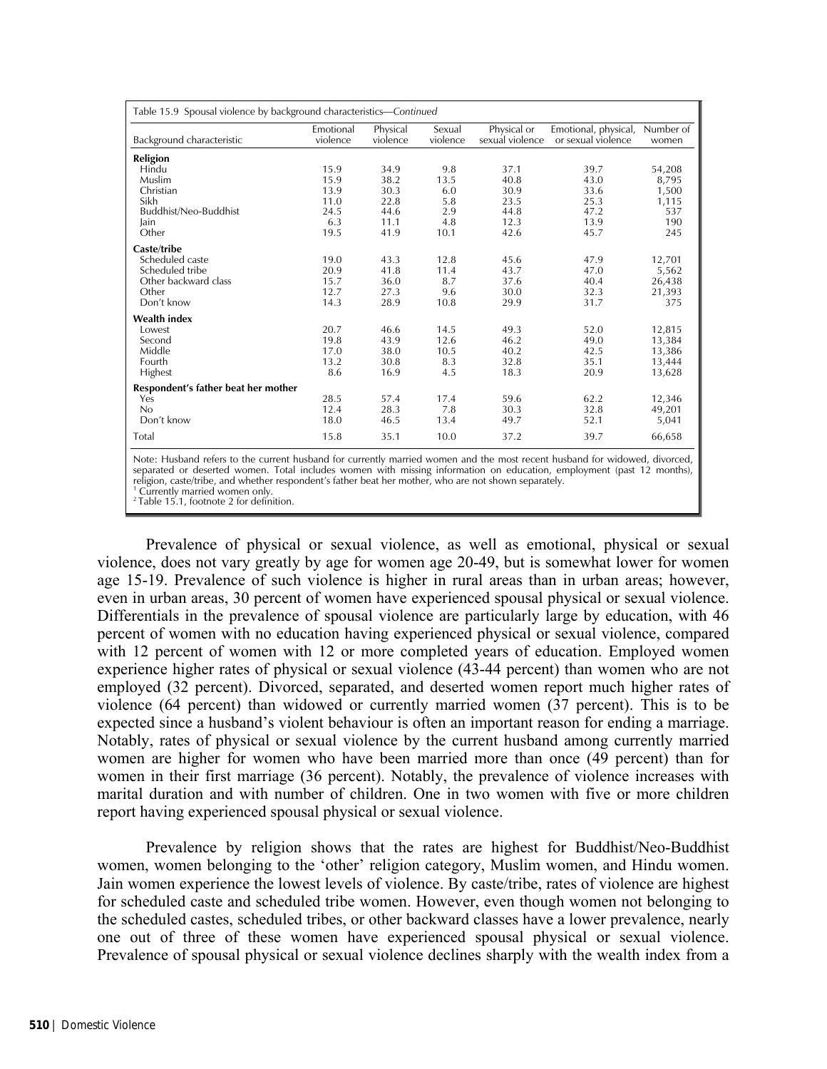Table 15.9 Spousal violence by background characteristics—*Continued*

| Background characteristic | Emotional violence | Physical violence | Sexual violence | Physical or sexual violence | Emotional, physical, or sexual violence | Number of women |
|---|---|---|---|---|---|---|
| **Religion** | | | | | | |
| Hindu | 15.9 | 34.9 | 9.8 | 37.1 | 39.7 | 54,208 |
| Muslim | 15.9 | 38.2 | 13.5 | 40.8 | 43.0 | 8,795 |
| Christian | 13.9 | 30.3 | 6.0 | 30.9 | 33.6 | 1,500 |
| Sikh | 11.0 | 22.8 | 5.8 | 23.5 | 25.3 | 1,115 |
| Buddhist/Neo-Buddhist | 24.5 | 44.6 | 2.9 | 44.8 | 47.2 | 537 |
| Jain | 6.3 | 11.1 | 4.8 | 12.3 | 13.9 | 190 |
| Other | 19.5 | 41.9 | 10.1 | 42.6 | 45.7 | 245 |
| **Caste/tribe** | | | | | | |
| Scheduled caste | 19.0 | 43.3 | 12.8 | 45.6 | 47.9 | 12,701 |
| Scheduled tribe | 20.9 | 41.8 | 11.4 | 43.7 | 47.0 | 5,562 |
| Other backward class | 15.7 | 36.0 | 8.7 | 37.6 | 40.4 | 26,438 |
| Other | 12.7 | 27.3 | 9.6 | 30.0 | 32.3 | 21,393 |
| Don't know | 14.3 | 28.9 | 10.8 | 29.9 | 31.7 | 375 |
| **Wealth index** | | | | | | |
| Lowest | 20.7 | 46.6 | 14.5 | 49.3 | 52.0 | 12,815 |
| Second | 19.8 | 43.9 | 12.6 | 46.2 | 49.0 | 13,384 |
| Middle | 17.0 | 38.0 | 10.5 | 40.2 | 42.5 | 13,386 |
| Fourth | 13.2 | 30.8 | 8.3 | 32.8 | 35.1 | 13,444 |
| Highest | 8.6 | 16.9 | 4.5 | 18.3 | 20.9 | 13,628 |
| **Respondent's father beat her mother** | | | | | | |
| Yes | 28.5 | 57.4 | 17.4 | 59.6 | 62.2 | 12,346 |
| No | 12.4 | 28.3 | 7.8 | 30.3 | 32.8 | 49,201 |
| Don't know | 18.0 | 46.5 | 13.4 | 49.7 | 52.1 | 5,041 |
| Total | 15.8 | 35.1 | 10.0 | 37.2 | 39.7 | 66,658 |

Note: Husband refers to the current husband for currently married women and the most recent husband for widowed, divorced, separated or deserted women. Total includes women with missing information on education, employment (past 12 months), religion, caste/tribe, and whether respondent's father beat her mother, who are not shown separately.
[1] Currently married women only.
[2] Table 15.1, footnote 2 for definition.

Prevalence of physical or sexual violence, as well as emotional, physical or sexual violence, does not vary greatly by age for women age 20-49, but is somewhat lower for women age 15-19. Prevalence of such violence is higher in rural areas than in urban areas; however, even in urban areas, 30 percent of women have experienced spousal physical or sexual violence. Differentials in the prevalence of spousal violence are particularly large by education, with 46 percent of women with no education having experienced physical or sexual violence, compared with 12 percent of women with 12 or more completed years of education. Employed women experience higher rates of physical or sexual violence (43-44 percent) than women who are not employed (32 percent). Divorced, separated, and deserted women report much higher rates of violence (64 percent) than widowed or currently married women (37 percent). This is to be expected since a husband's violent behaviour is often an important reason for ending a marriage. Notably, rates of physical or sexual violence by the current husband among currently married women are higher for women who have been married more than once (49 percent) than for women in their first marriage (36 percent). Notably, the prevalence of violence increases with marital duration and with number of children. One in two women with five or more children report having experienced spousal physical or sexual violence.

Prevalence by religion shows that the rates are highest for Buddhist/Neo-Buddhist women, women belonging to the 'other' religion category, Muslim women, and Hindu women. Jain women experience the lowest levels of violence. By caste/tribe, rates of violence are highest for scheduled caste and scheduled tribe women. However, even though women not belonging to the scheduled castes, scheduled tribes, or other backward classes have a lower prevalence, nearly one out of three of these women have experienced spousal physical or sexual violence. Prevalence of spousal physical or sexual violence declines sharply with the wealth index from a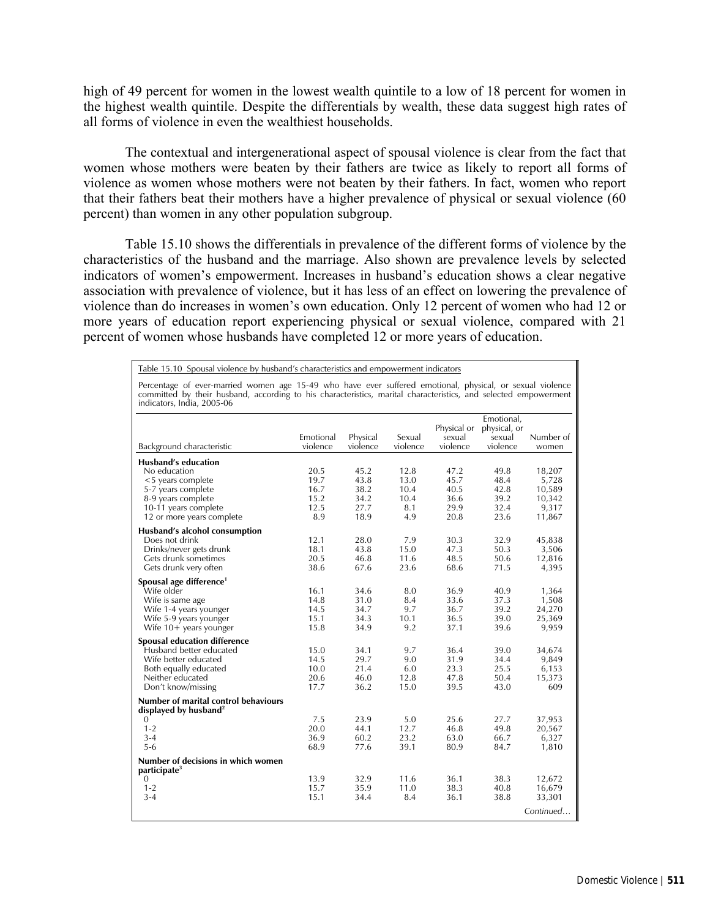high of 49 percent for women in the lowest wealth quintile to a low of 18 percent for women in the highest wealth quintile. Despite the differentials by wealth, these data suggest high rates of all forms of violence in even the wealthiest households.

The contextual and intergenerational aspect of spousal violence is clear from the fact that women whose mothers were beaten by their fathers are twice as likely to report all forms of violence as women whose mothers were not beaten by their fathers. In fact, women who report that their fathers beat their mothers have a higher prevalence of physical or sexual violence (60 percent) than women in any other population subgroup.

Table 15.10 shows the differentials in prevalence of the different forms of violence by the characteristics of the husband and the marriage. Also shown are prevalence levels by selected indicators of women's empowerment. Increases in husband's education shows a clear negative association with prevalence of violence, but it has less of an effect on lowering the prevalence of violence than do increases in women's own education. Only 12 percent of women who had 12 or more years of education report experiencing physical or sexual violence, compared with 21 percent of women whose husbands have completed 12 or more years of education.

Table 15.10 Spousal violence by husband's characteristics and empowerment indicators

Percentage of ever-married women age 15-49 who have ever suffered emotional, physical, or sexual violence committed by their husband, according to his characteristics, marital characteristics, and selected empowerment indicators, India, 2005-06

| Background characteristic | Emotional violence | Physical violence | Sexual violence | Physical or sexual violence | Emotional, physical, or sexual violence | Number of women |
|---|---|---|---|---|---|---|
| **Husband's education** | | | | | | |
| No education | 20.5 | 45.2 | 12.8 | 47.2 | 49.8 | 18,207 |
| <5 years complete | 19.7 | 43.8 | 13.0 | 45.7 | 48.4 | 5,728 |
| 5-7 years complete | 16.7 | 38.2 | 10.4 | 40.5 | 42.8 | 10,589 |
| 8-9 years complete | 15.2 | 34.2 | 10.4 | 36.6 | 39.2 | 10,342 |
| 10-11 years complete | 12.5 | 27.7 | 8.1 | 29.9 | 32.4 | 9,317 |
| 12 or more years complete | 8.9 | 18.9 | 4.9 | 20.8 | 23.6 | 11,867 |
| **Husband's alcohol consumption** | | | | | | |
| Does not drink | 12.1 | 28.0 | 7.9 | 30.3 | 32.9 | 45,838 |
| Drinks/never gets drunk | 18.1 | 43.8 | 15.0 | 47.3 | 50.3 | 3,506 |
| Gets drunk sometimes | 20.5 | 46.8 | 11.6 | 48.5 | 50.6 | 12,816 |
| Gets drunk very often | 38.6 | 67.6 | 23.6 | 68.6 | 71.5 | 4,395 |
| **Spousal age difference**[1] | | | | | | |
| Wife older | 16.1 | 34.6 | 8.0 | 36.9 | 40.9 | 1,364 |
| Wife is same age | 14.8 | 31.0 | 8.4 | 33.6 | 37.3 | 1,508 |
| Wife 1-4 years younger | 14.5 | 34.7 | 9.7 | 36.7 | 39.2 | 24,270 |
| Wife 5-9 years younger | 15.1 | 34.3 | 10.1 | 36.5 | 39.0 | 25,369 |
| Wife 10+ years younger | 15.8 | 34.9 | 9.2 | 37.1 | 39.6 | 9,959 |
| **Spousal education difference** | | | | | | |
| Husband better educated | 15.0 | 34.1 | 9.7 | 36.4 | 39.0 | 34,674 |
| Wife better educated | 14.5 | 29.7 | 9.0 | 31.9 | 34.4 | 9,849 |
| Both equally educated | 10.0 | 21.4 | 6.0 | 23.3 | 25.5 | 6,153 |
| Neither educated | 20.6 | 46.0 | 12.8 | 47.8 | 50.4 | 15,373 |
| Don't know/missing | 17.7 | 36.2 | 15.0 | 39.5 | 43.0 | 609 |
| **Number of marital control behaviours displayed by husband**[2] | | | | | | |
| 0 | 7.5 | 23.9 | 5.0 | 25.6 | 27.7 | 37,953 |
| 1-2 | 20.0 | 44.1 | 12.7 | 46.8 | 49.8 | 20,567 |
| 3-4 | 36.9 | 60.2 | 23.2 | 63.0 | 66.7 | 6,327 |
| 5-6 | 68.9 | 77.6 | 39.1 | 80.9 | 84.7 | 1,810 |
| **Number of decisions in which women participate**[3] | | | | | | |
| 0 | 13.9 | 32.9 | 11.6 | 36.1 | 38.3 | 12,672 |
| 1-2 | 15.7 | 35.9 | 11.0 | 38.3 | 40.8 | 16,679 |
| 3-4 | 15.1 | 34.4 | 8.4 | 36.1 | 38.8 | 33,301 |

*Continued…*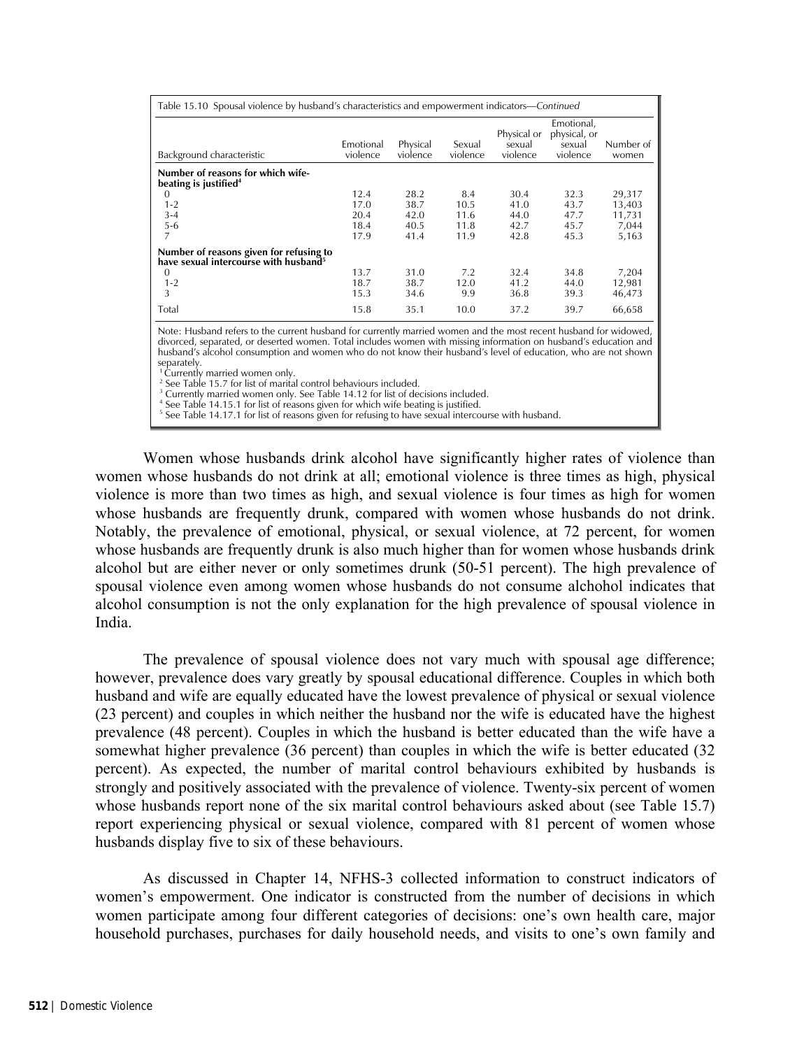Table 15.10 Spousal violence by husband's characteristics and empowerment indicators—*Continued*

| Background characteristic | Emotional violence | Physical violence | Sexual violence | Physical or sexual violence | Emotional, physical, or sexual violence | Number of women |
|---|---|---|---|---|---|---|
| **Number of reasons for which wife-beating is justified**[4] | | | | | | |
| 0 | 12.4 | 28.2 | 8.4 | 30.4 | 32.3 | 29,317 |
| 1-2 | 17.0 | 38.7 | 10.5 | 41.0 | 43.7 | 13,403 |
| 3-4 | 20.4 | 42.0 | 11.6 | 44.0 | 47.7 | 11,731 |
| 5-6 | 18.4 | 40.5 | 11.8 | 42.7 | 45.7 | 7,044 |
| 7 | 17.9 | 41.4 | 11.9 | 42.8 | 45.3 | 5,163 |
| **Number of reasons given for refusing to have sexual intercourse with husband**[5] | | | | | | |
| 0 | 13.7 | 31.0 | 7.2 | 32.4 | 34.8 | 7,204 |
| 1-2 | 18.7 | 38.7 | 12.0 | 41.2 | 44.0 | 12,981 |
| 3 | 15.3 | 34.6 | 9.9 | 36.8 | 39.3 | 46,473 |
| Total | 15.8 | 35.1 | 10.0 | 37.2 | 39.7 | 66,658 |

Note: Husband refers to the current husband for currently married women and the most recent husband for widowed, divorced, separated, or deserted women. Total includes women with missing information on husband's education and husband's alcohol consumption and women who do not know their husband's level of education, who are not shown separately.
[1] Currently married women only.
[2] See Table 15.7 for list of marital control behaviours included.
[3] Currently married women only. See Table 14.12 for list of decisions included.
[4] See Table 14.15.1 for list of reasons given for which wife beating is justified.
[5] See Table 14.17.1 for list of reasons given for refusing to have sexual intercourse with husband.

Women whose husbands drink alcohol have significantly higher rates of violence than women whose husbands do not drink at all; emotional violence is three times as high, physical violence is more than two times as high, and sexual violence is four times as high for women whose husbands are frequently drunk, compared with women whose husbands do not drink. Notably, the prevalence of emotional, physical, or sexual violence, at 72 percent, for women whose husbands are frequently drunk is also much higher than for women whose husbands drink alcohol but are either never or only sometimes drunk (50-51 percent). The high prevalence of spousal violence even among women whose husbands do not consume alchohol indicates that alcohol consumption is not the only explanation for the high prevalence of spousal violence in India.

The prevalence of spousal violence does not vary much with spousal age difference; however, prevalence does vary greatly by spousal educational difference. Couples in which both husband and wife are equally educated have the lowest prevalence of physical or sexual violence (23 percent) and couples in which neither the husband nor the wife is educated have the highest prevalence (48 percent). Couples in which the husband is better educated than the wife have a somewhat higher prevalence (36 percent) than couples in which the wife is better educated (32 percent). As expected, the number of marital control behaviours exhibited by husbands is strongly and positively associated with the prevalence of violence. Twenty-six percent of women whose husbands report none of the six marital control behaviours asked about (see Table 15.7) report experiencing physical or sexual violence, compared with 81 percent of women whose husbands display five to six of these behaviours.

As discussed in Chapter 14, NFHS-3 collected information to construct indicators of women's empowerment. One indicator is constructed from the number of decisions in which women participate among four different categories of decisions: one's own health care, major household purchases, purchases for daily household needs, and visits to one's own family and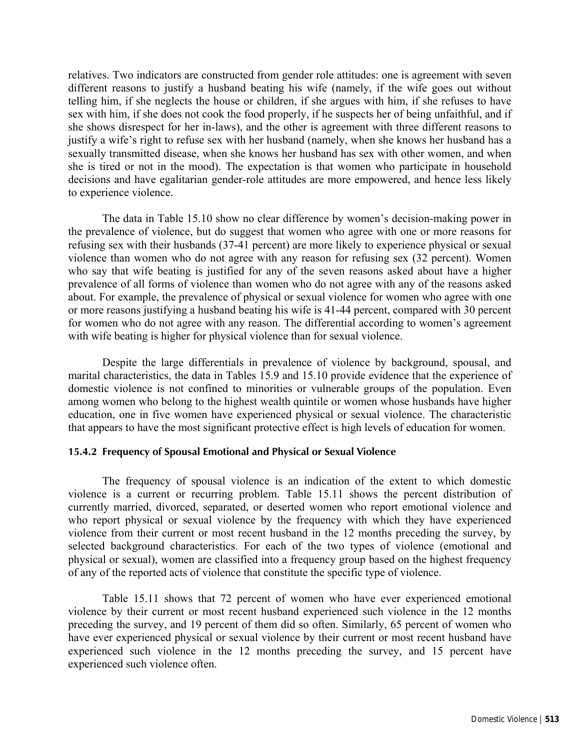relatives. Two indicators are constructed from gender role attitudes: one is agreement with seven different reasons to justify a husband beating his wife (namely, if the wife goes out without telling him, if she neglects the house or children, if she argues with him, if she refuses to have sex with him, if she does not cook the food properly, if he suspects her of being unfaithful, and if she shows disrespect for her in-laws), and the other is agreement with three different reasons to justify a wife's right to refuse sex with her husband (namely, when she knows her husband has a sexually transmitted disease, when she knows her husband has sex with other women, and when she is tired or not in the mood). The expectation is that women who participate in household decisions and have egalitarian gender-role attitudes are more empowered, and hence less likely to experience violence.

The data in Table 15.10 show no clear difference by women's decision-making power in the prevalence of violence, but do suggest that women who agree with one or more reasons for refusing sex with their husbands (37-41 percent) are more likely to experience physical or sexual violence than women who do not agree with any reason for refusing sex (32 percent). Women who say that wife beating is justified for any of the seven reasons asked about have a higher prevalence of all forms of violence than women who do not agree with any of the reasons asked about. For example, the prevalence of physical or sexual violence for women who agree with one or more reasons justifying a husband beating his wife is 41-44 percent, compared with 30 percent for women who do not agree with any reason. The differential according to women's agreement with wife beating is higher for physical violence than for sexual violence.

Despite the large differentials in prevalence of violence by background, spousal, and marital characteristics, the data in Tables 15.9 and 15.10 provide evidence that the experience of domestic violence is not confined to minorities or vulnerable groups of the population. Even among women who belong to the highest wealth quintile or women whose husbands have higher education, one in five women have experienced physical or sexual violence. The characteristic that appears to have the most significant protective effect is high levels of education for women.

### 15.4.2 Frequency of Spousal Emotional and Physical or Sexual Violence

The frequency of spousal violence is an indication of the extent to which domestic violence is a current or recurring problem. Table 15.11 shows the percent distribution of currently married, divorced, separated, or deserted women who report emotional violence and who report physical or sexual violence by the frequency with which they have experienced violence from their current or most recent husband in the 12 months preceding the survey, by selected background characteristics. For each of the two types of violence (emotional and physical or sexual), women are classified into a frequency group based on the highest frequency of any of the reported acts of violence that constitute the specific type of violence.

Table 15.11 shows that 72 percent of women who have ever experienced emotional violence by their current or most recent husband experienced such violence in the 12 months preceding the survey, and 19 percent of them did so often. Similarly, 65 percent of women who have ever experienced physical or sexual violence by their current or most recent husband have experienced such violence in the 12 months preceding the survey, and 15 percent have experienced such violence often.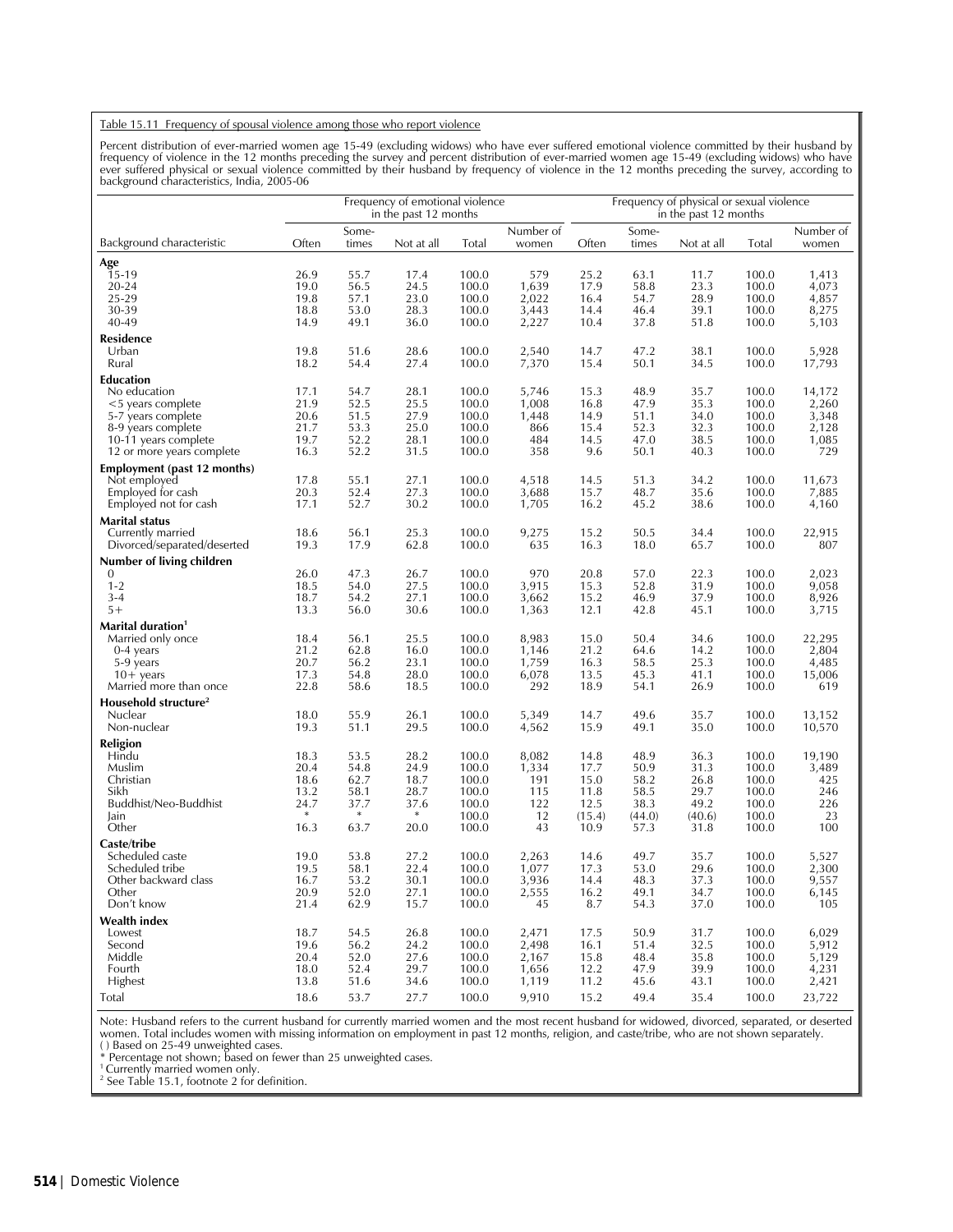Table 15.11 Frequency of spousal violence among those who report violence

Percent distribution of ever-married women age 15-49 (excluding widows) who have ever suffered emotional violence committed by their husband by frequency of violence in the 12 months preceding the survey and percent distribution of ever-married women age 15-49 (excluding widows) who have ever suffered physical or sexual violence committed by their husband by frequency of violence in the 12 months preceding the survey, according to background characteristics, India, 2005-06

| Background characteristic | Frequency of emotional violence in the past 12 months | | | | | Frequency of physical or sexual violence in the past 12 months | | | | |
|---|---|---|---|---|---|---|---|---|---|---|
| | Often | Some-times | Not at all | Total | Number of women | Often | Some-times | Not at all | Total | Number of women |
| **Age** | | | | | | | | | | |
| 15-19 | 26.9 | 55.7 | 17.4 | 100.0 | 579 | 25.2 | 63.1 | 11.7 | 100.0 | 1,413 |
| 20-24 | 19.0 | 56.5 | 24.5 | 100.0 | 1,639 | 17.9 | 58.8 | 23.3 | 100.0 | 4,073 |
| 25-29 | 19.8 | 57.1 | 23.0 | 100.0 | 2,022 | 16.4 | 54.7 | 28.9 | 100.0 | 4,857 |
| 30-39 | 18.8 | 53.0 | 28.3 | 100.0 | 3,443 | 14.4 | 46.4 | 39.1 | 100.0 | 8,275 |
| 40-49 | 14.9 | 49.1 | 36.0 | 100.0 | 2,227 | 10.4 | 37.8 | 51.8 | 100.0 | 5,103 |
| **Residence** | | | | | | | | | | |
| Urban | 19.8 | 51.6 | 28.6 | 100.0 | 2,540 | 14.7 | 47.2 | 38.1 | 100.0 | 5,928 |
| Rural | 18.2 | 54.4 | 27.4 | 100.0 | 7,370 | 15.4 | 50.1 | 34.5 | 100.0 | 17,793 |
| **Education** | | | | | | | | | | |
| No education | 17.1 | 54.7 | 28.1 | 100.0 | 5,746 | 15.3 | 48.9 | 35.7 | 100.0 | 14,172 |
| <5 years complete | 21.9 | 52.5 | 25.5 | 100.0 | 1,008 | 16.8 | 47.9 | 35.3 | 100.0 | 2,260 |
| 5-7 years complete | 20.6 | 51.5 | 27.9 | 100.0 | 1,448 | 14.9 | 51.1 | 34.0 | 100.0 | 3,348 |
| 8-9 years complete | 21.7 | 53.3 | 25.0 | 100.0 | 866 | 15.4 | 52.3 | 32.3 | 100.0 | 2,128 |
| 10-11 years complete | 19.7 | 52.2 | 28.1 | 100.0 | 484 | 14.5 | 47.0 | 38.5 | 100.0 | 1,085 |
| 12 or more years complete | 16.3 | 52.2 | 31.5 | 100.0 | 358 | 9.6 | 50.1 | 40.3 | 100.0 | 729 |
| **Employment (past 12 months)** | | | | | | | | | | |
| Not employed | 17.8 | 55.1 | 27.1 | 100.0 | 4,518 | 14.5 | 51.3 | 34.2 | 100.0 | 11,673 |
| Employed for cash | 20.3 | 52.4 | 27.3 | 100.0 | 3,688 | 15.7 | 48.7 | 35.6 | 100.0 | 7,885 |
| Employed not for cash | 17.1 | 52.7 | 30.2 | 100.0 | 1,705 | 16.2 | 45.2 | 38.6 | 100.0 | 4,160 |
| **Marital status** | | | | | | | | | | |
| Currently married | 18.6 | 56.1 | 25.3 | 100.0 | 9,275 | 15.2 | 50.5 | 34.4 | 100.0 | 22,915 |
| Divorced/separated/deserted | 19.3 | 17.9 | 62.8 | 100.0 | 635 | 16.3 | 18.0 | 65.7 | 100.0 | 807 |
| **Number of living children** | | | | | | | | | | |
| 0 | 26.0 | 47.3 | 26.7 | 100.0 | 970 | 20.8 | 57.0 | 22.3 | 100.0 | 2,023 |
| 1-2 | 18.5 | 54.0 | 27.5 | 100.0 | 3,915 | 15.3 | 52.8 | 31.9 | 100.0 | 9,058 |
| 3-4 | 18.7 | 54.2 | 27.1 | 100.0 | 3,662 | 15.2 | 46.9 | 37.9 | 100.0 | 8,926 |
| 5+ | 13.3 | 56.0 | 30.6 | 100.0 | 1,363 | 12.1 | 42.8 | 45.1 | 100.0 | 3,715 |
| **Marital duration**[1] | | | | | | | | | | |
| Married only once | 18.4 | 56.1 | 25.5 | 100.0 | 8,983 | 15.0 | 50.4 | 34.6 | 100.0 | 22,295 |
| 0-4 years | 21.2 | 62.8 | 16.0 | 100.0 | 1,146 | 21.2 | 64.6 | 14.2 | 100.0 | 2,804 |
| 5-9 years | 20.7 | 56.2 | 23.1 | 100.0 | 1,759 | 16.3 | 58.5 | 25.3 | 100.0 | 4,485 |
| 10+ years | 17.3 | 54.8 | 28.0 | 100.0 | 6,078 | 13.5 | 45.3 | 41.1 | 100.0 | 15,006 |
| Married more than once | 22.8 | 58.6 | 18.5 | 100.0 | 292 | 18.9 | 54.1 | 26.9 | 100.0 | 619 |
| **Household structure**[2] | | | | | | | | | | |
| Nuclear | 18.0 | 55.9 | 26.1 | 100.0 | 5,349 | 14.7 | 49.6 | 35.7 | 100.0 | 13,152 |
| Non-nuclear | 19.3 | 51.1 | 29.5 | 100.0 | 4,562 | 15.9 | 49.1 | 35.0 | 100.0 | 10,570 |
| **Religion** | | | | | | | | | | |
| Hindu | 18.3 | 53.5 | 28.2 | 100.0 | 8,082 | 14.8 | 48.9 | 36.3 | 100.0 | 19,190 |
| Muslim | 20.4 | 54.8 | 24.9 | 100.0 | 1,334 | 17.7 | 50.9 | 31.3 | 100.0 | 3,489 |
| Christian | 18.6 | 62.7 | 18.7 | 100.0 | 191 | 15.0 | 58.2 | 26.8 | 100.0 | 425 |
| Sikh | 13.2 | 58.1 | 28.7 | 100.0 | 115 | 11.8 | 58.5 | 29.7 | 100.0 | 246 |
| Buddhist/Neo-Buddhist | 24.7 | 37.7 | 37.6 | 100.0 | 122 | 12.5 | 38.3 | 49.2 | 100.0 | 226 |
| Jain | * | * | * | 100.0 | 12 | (15.4) | (44.0) | (40.6) | 100.0 | 23 |
| Other | 16.3 | 63.7 | 20.0 | 100.0 | 43 | 10.9 | 57.3 | 31.8 | 100.0 | 100 |
| **Caste/tribe** | | | | | | | | | | |
| Scheduled caste | 19.0 | 53.8 | 27.2 | 100.0 | 2,263 | 14.6 | 49.7 | 35.7 | 100.0 | 5,527 |
| Scheduled tribe | 19.5 | 58.1 | 22.4 | 100.0 | 1,077 | 17.3 | 53.0 | 29.6 | 100.0 | 2,300 |
| Other backward class | 16.7 | 53.2 | 30.1 | 100.0 | 3,936 | 14.4 | 48.3 | 37.3 | 100.0 | 9,557 |
| Other | 20.9 | 52.0 | 27.1 | 100.0 | 2,555 | 16.2 | 49.1 | 34.7 | 100.0 | 6,145 |
| Don't know | 21.4 | 62.9 | 15.7 | 100.0 | 45 | 8.7 | 54.3 | 37.0 | 100.0 | 105 |
| **Wealth index** | | | | | | | | | | |
| Lowest | 18.7 | 54.5 | 26.8 | 100.0 | 2,471 | 17.5 | 50.9 | 31.7 | 100.0 | 6,029 |
| Second | 19.6 | 56.2 | 24.2 | 100.0 | 2,498 | 16.1 | 51.4 | 32.5 | 100.0 | 5,912 |
| Middle | 20.4 | 52.0 | 27.6 | 100.0 | 2,167 | 15.8 | 48.4 | 35.8 | 100.0 | 5,129 |
| Fourth | 18.0 | 52.4 | 29.7 | 100.0 | 1,656 | 12.2 | 47.9 | 39.9 | 100.0 | 4,231 |
| Highest | 13.8 | 51.6 | 34.6 | 100.0 | 1,119 | 11.2 | 45.6 | 43.1 | 100.0 | 2,421 |
| Total | 18.6 | 53.7 | 27.7 | 100.0 | 9,910 | 15.2 | 49.4 | 35.4 | 100.0 | 23,722 |

Note: Husband refers to the current husband for currently married women and the most recent husband for widowed, divorced, separated, or deserted women. Total includes women with missing information on employment in past 12 months, religion, and caste/tribe, who are not shown separately.
( ) Based on 25-49 unweighted cases.
* Percentage not shown; based on fewer than 25 unweighted cases.
[1] Currently married women only.
[2] See Table 15.1, footnote 2 for definition.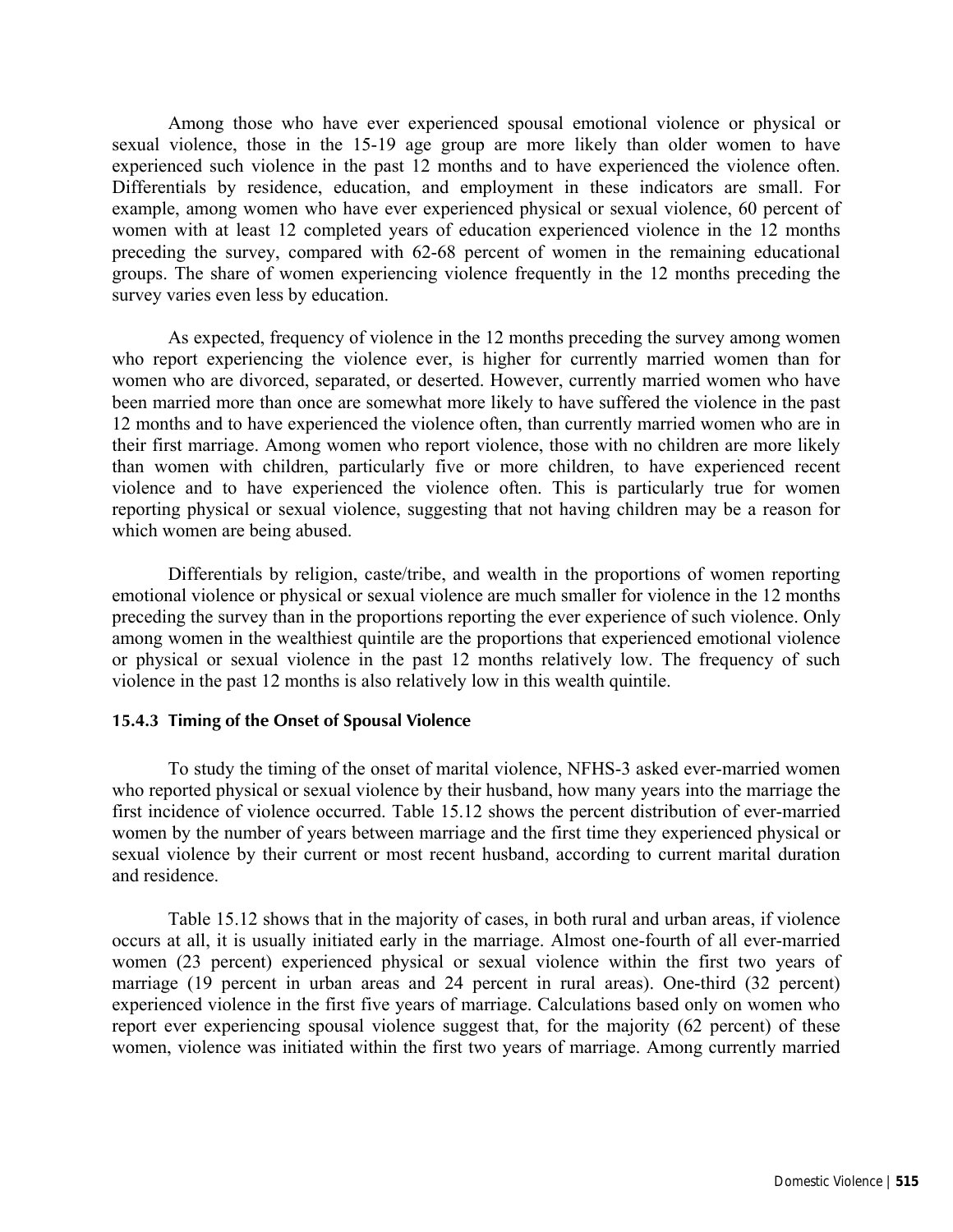Among those who have ever experienced spousal emotional violence or physical or sexual violence, those in the 15-19 age group are more likely than older women to have experienced such violence in the past 12 months and to have experienced the violence often. Differentials by residence, education, and employment in these indicators are small. For example, among women who have ever experienced physical or sexual violence, 60 percent of women with at least 12 completed years of education experienced violence in the 12 months preceding the survey, compared with 62-68 percent of women in the remaining educational groups. The share of women experiencing violence frequently in the 12 months preceding the survey varies even less by education.

As expected, frequency of violence in the 12 months preceding the survey among women who report experiencing the violence ever, is higher for currently married women than for women who are divorced, separated, or deserted. However, currently married women who have been married more than once are somewhat more likely to have suffered the violence in the past 12 months and to have experienced the violence often, than currently married women who are in their first marriage. Among women who report violence, those with no children are more likely than women with children, particularly five or more children, to have experienced recent violence and to have experienced the violence often. This is particularly true for women reporting physical or sexual violence, suggesting that not having children may be a reason for which women are being abused.

Differentials by religion, caste/tribe, and wealth in the proportions of women reporting emotional violence or physical or sexual violence are much smaller for violence in the 12 months preceding the survey than in the proportions reporting the ever experience of such violence. Only among women in the wealthiest quintile are the proportions that experienced emotional violence or physical or sexual violence in the past 12 months relatively low. The frequency of such violence in the past 12 months is also relatively low in this wealth quintile.

### 15.4.3 Timing of the Onset of Spousal Violence

To study the timing of the onset of marital violence, NFHS-3 asked ever-married women who reported physical or sexual violence by their husband, how many years into the marriage the first incidence of violence occurred. Table 15.12 shows the percent distribution of ever-married women by the number of years between marriage and the first time they experienced physical or sexual violence by their current or most recent husband, according to current marital duration and residence.

Table 15.12 shows that in the majority of cases, in both rural and urban areas, if violence occurs at all, it is usually initiated early in the marriage. Almost one-fourth of all ever-married women (23 percent) experienced physical or sexual violence within the first two years of marriage (19 percent in urban areas and 24 percent in rural areas). One-third (32 percent) experienced violence in the first five years of marriage. Calculations based only on women who report ever experiencing spousal violence suggest that, for the majority (62 percent) of these women, violence was initiated within the first two years of marriage. Among currently married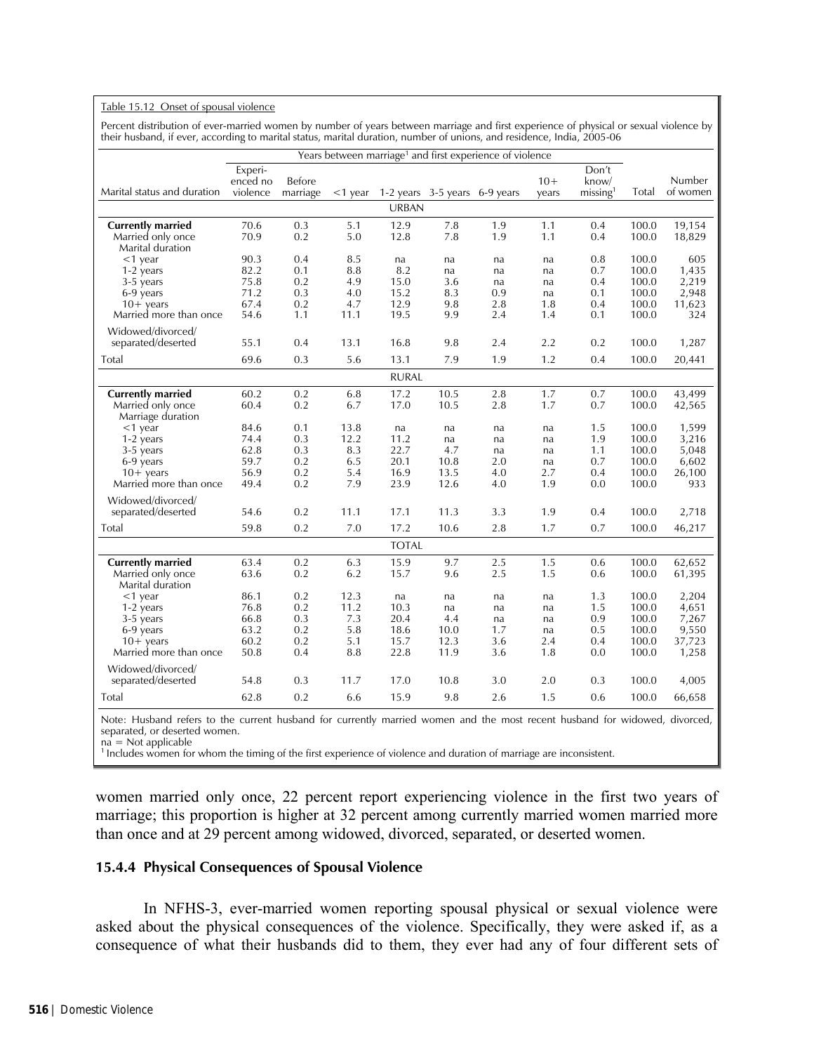Table 15.12 Onset of spousal violence

Percent distribution of ever-married women by number of years between marriage and first experience of physical or sexual violence by their husband, if ever, according to marital status, marital duration, number of unions, and residence, India, 2005-06

| Marital status and duration | Years between marriage[1] and first experience of violence | | | | | | | | Total | Number of women |
|---|---|---|---|---|---|---|---|---|---|---|
| | Experi-enced no violence | Before marriage | <1 year | 1-2 years | 3-5 years | 6-9 years | 10+ years | Don't know/ missing[1] | | |
| **URBAN** | | | | | | | | | | |
| **Currently married** | 70.6 | 0.3 | 5.1 | 12.9 | 7.8 | 1.9 | 1.1 | 0.4 | 100.0 | 19,154 |
| Married only once | 70.9 | 0.2 | 5.0 | 12.8 | 7.8 | 1.9 | 1.1 | 0.4 | 100.0 | 18,829 |
| Marital duration | | | | | | | | | | |
| <1 year | 90.3 | 0.4 | 8.5 | na | na | na | na | 0.8 | 100.0 | 605 |
| 1-2 years | 82.2 | 0.1 | 8.8 | 8.2 | na | na | na | 0.7 | 100.0 | 1,435 |
| 3-5 years | 75.8 | 0.2 | 4.9 | 15.0 | 3.6 | na | na | 0.4 | 100.0 | 2,219 |
| 6-9 years | 71.2 | 0.3 | 4.0 | 15.2 | 8.3 | 0.9 | na | 0.1 | 100.0 | 2,948 |
| 10+ years | 67.4 | 0.2 | 4.7 | 12.9 | 9.8 | 2.8 | 1.8 | 0.4 | 100.0 | 11,623 |
| Married more than once | 54.6 | 1.1 | 11.1 | 19.5 | 9.9 | 2.4 | 1.4 | 0.1 | 100.0 | 324 |
| Widowed/divorced/ separated/deserted | 55.1 | 0.4 | 13.1 | 16.8 | 9.8 | 2.4 | 2.2 | 0.2 | 100.0 | 1,287 |
| Total | 69.6 | 0.3 | 5.6 | 13.1 | 7.9 | 1.9 | 1.2 | 0.4 | 100.0 | 20,441 |
| **RURAL** | | | | | | | | | | |
| **Currently married** | 60.2 | 0.2 | 6.8 | 17.2 | 10.5 | 2.8 | 1.7 | 0.7 | 100.0 | 43,499 |
| Married only once | 60.4 | 0.2 | 6.7 | 17.0 | 10.5 | 2.8 | 1.7 | 0.7 | 100.0 | 42,565 |
| Marriage duration | | | | | | | | | | |
| <1 year | 84.6 | 0.1 | 13.8 | na | na | na | na | 1.5 | 100.0 | 1,599 |
| 1-2 years | 74.4 | 0.3 | 12.2 | 11.2 | na | na | na | 1.9 | 100.0 | 3,216 |
| 3-5 years | 62.8 | 0.3 | 8.3 | 22.7 | 4.7 | na | na | 1.1 | 100.0 | 5,048 |
| 6-9 years | 59.7 | 0.2 | 6.5 | 20.1 | 10.8 | 2.0 | na | 0.7 | 100.0 | 6,602 |
| 10+ years | 56.9 | 0.2 | 5.4 | 16.9 | 13.5 | 4.0 | 2.7 | 0.4 | 100.0 | 26,100 |
| Married more than once | 49.4 | 0.2 | 7.9 | 23.9 | 12.6 | 4.0 | 1.9 | 0.0 | 100.0 | 933 |
| Widowed/divorced/ separated/deserted | 54.6 | 0.2 | 11.1 | 17.1 | 11.3 | 3.3 | 1.9 | 0.4 | 100.0 | 2,718 |
| Total | 59.8 | 0.2 | 7.0 | 17.2 | 10.6 | 2.8 | 1.7 | 0.7 | 100.0 | 46,217 |
| **TOTAL** | | | | | | | | | | |
| **Currently married** | 63.4 | 0.2 | 6.3 | 15.9 | 9.7 | 2.5 | 1.5 | 0.6 | 100.0 | 62,652 |
| Married only once | 63.6 | 0.2 | 6.2 | 15.7 | 9.6 | 2.5 | 1.5 | 0.6 | 100.0 | 61,395 |
| Marital duration | | | | | | | | | | |
| <1 year | 86.1 | 0.2 | 12.3 | na | na | na | na | 1.3 | 100.0 | 2,204 |
| 1-2 years | 76.8 | 0.2 | 11.2 | 10.3 | na | na | na | 1.5 | 100.0 | 4,651 |
| 3-5 years | 66.8 | 0.3 | 7.3 | 20.4 | 4.4 | na | na | 0.9 | 100.0 | 7,267 |
| 6-9 years | 63.2 | 0.2 | 5.8 | 18.6 | 10.0 | 1.7 | na | 0.5 | 100.0 | 9,550 |
| 10+ years | 60.2 | 0.2 | 5.1 | 15.7 | 12.3 | 3.6 | 2.4 | 0.4 | 100.0 | 37,723 |
| Married more than once | 50.8 | 0.4 | 8.8 | 22.8 | 11.9 | 3.6 | 1.8 | 0.0 | 100.0 | 1,258 |
| Widowed/divorced/ separated/deserted | 54.8 | 0.3 | 11.7 | 17.0 | 10.8 | 3.0 | 2.0 | 0.3 | 100.0 | 4,005 |
| Total | 62.8 | 0.2 | 6.6 | 15.9 | 9.8 | 2.6 | 1.5 | 0.6 | 100.0 | 66,658 |

Note: Husband refers to the current husband for currently married women and the most recent husband for widowed, divorced, separated, or deserted women.
na = Not applicable
[1] Includes women for whom the timing of the first experience of violence and duration of marriage are inconsistent.

women married only once, 22 percent report experiencing violence in the first two years of marriage; this proportion is higher at 32 percent among currently married women married more than once and at 29 percent among widowed, divorced, separated, or deserted women.

### 15.4.4 Physical Consequences of Spousal Violence

In NFHS-3, ever-married women reporting spousal physical or sexual violence were asked about the physical consequences of the violence. Specifically, they were asked if, as a consequence of what their husbands did to them, they ever had any of four different sets of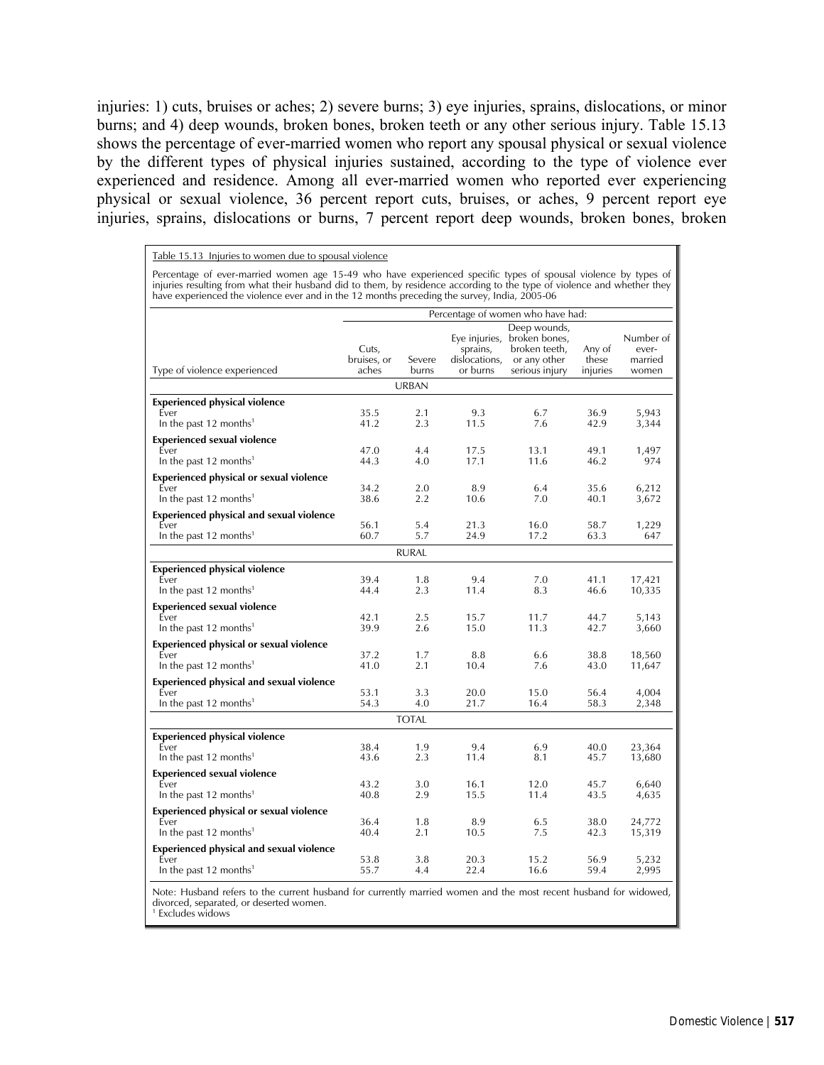injuries: 1) cuts, bruises or aches; 2) severe burns; 3) eye injuries, sprains, dislocations, or minor burns; and 4) deep wounds, broken bones, broken teeth or any other serious injury. Table 15.13 shows the percentage of ever-married women who report any spousal physical or sexual violence by the different types of physical injuries sustained, according to the type of violence ever experienced and residence. Among all ever-married women who reported ever experiencing physical or sexual violence, 36 percent report cuts, bruises, or aches, 9 percent report eye injuries, sprains, dislocations or burns, 7 percent report deep wounds, broken bones, broken

Table 15.13 Injuries to women due to spousal violence

Percentage of ever-married women age 15-49 who have experienced specific types of spousal violence by types of injuries resulting from what their husband did to them, by residence according to the type of violence and whether they have experienced the violence ever and in the 12 months preceding the survey, India, 2005-06

| Type of violence experienced | Percentage of women who have had: | | | | | |
|---|---|---|---|---|---|---|
| | Cuts, bruises, or aches | Severe burns | Eye injuries, sprains, dislocations, or burns | Deep wounds, broken bones, broken teeth, or any other serious injury | Any of these injuries | Number of ever-married women |
| **URBAN** | | | | | | |
| **Experienced physical violence** | | | | | | |
| Ever | 35.5 | 2.1 | 9.3 | 6.7 | 36.9 | 5,943 |
| In the past 12 months[1] | 41.2 | 2.3 | 11.5 | 7.6 | 42.9 | 3,344 |
| **Experienced sexual violence** | | | | | | |
| Ever | 47.0 | 4.4 | 17.5 | 13.1 | 49.1 | 1,497 |
| In the past 12 months[1] | 44.3 | 4.0 | 17.1 | 11.6 | 46.2 | 974 |
| **Experienced physical or sexual violence** | | | | | | |
| Ever | 34.2 | 2.0 | 8.9 | 6.4 | 35.6 | 6,212 |
| In the past 12 months[1] | 38.6 | 2.2 | 10.6 | 7.0 | 40.1 | 3,672 |
| **Experienced physical and sexual violence** | | | | | | |
| Ever | 56.1 | 5.4 | 21.3 | 16.0 | 58.7 | 1,229 |
| In the past 12 months[1] | 60.7 | 5.7 | 24.9 | 17.2 | 63.3 | 647 |
| **RURAL** | | | | | | |
| **Experienced physical violence** | | | | | | |
| Ever | 39.4 | 1.8 | 9.4 | 7.0 | 41.1 | 17,421 |
| In the past 12 months[1] | 44.4 | 2.3 | 11.4 | 8.3 | 46.6 | 10,335 |
| **Experienced sexual violence** | | | | | | |
| Ever | 42.1 | 2.5 | 15.7 | 11.7 | 44.7 | 5,143 |
| In the past 12 months[1] | 39.9 | 2.6 | 15.0 | 11.3 | 42.7 | 3,660 |
| **Experienced physical or sexual violence** | | | | | | |
| Ever | 37.2 | 1.7 | 8.8 | 6.6 | 38.8 | 18,560 |
| In the past 12 months[1] | 41.0 | 2.1 | 10.4 | 7.6 | 43.0 | 11,647 |
| **Experienced physical and sexual violence** | | | | | | |
| Ever | 53.1 | 3.3 | 20.0 | 15.0 | 56.4 | 4,004 |
| In the past 12 months[1] | 54.3 | 4.0 | 21.7 | 16.4 | 58.3 | 2,348 |
| **TOTAL** | | | | | | |
| **Experienced physical violence** | | | | | | |
| Ever | 38.4 | 1.9 | 9.4 | 6.9 | 40.0 | 23,364 |
| In the past 12 months[1] | 43.6 | 2.3 | 11.4 | 8.1 | 45.7 | 13,680 |
| **Experienced sexual violence** | | | | | | |
| Ever | 43.2 | 3.0 | 16.1 | 12.0 | 45.7 | 6,640 |
| In the past 12 months[1] | 40.8 | 2.9 | 15.5 | 11.4 | 43.5 | 4,635 |
| **Experienced physical or sexual violence** | | | | | | |
| Ever | 36.4 | 1.8 | 8.9 | 6.5 | 38.0 | 24,772 |
| In the past 12 months[1] | 40.4 | 2.1 | 10.5 | 7.5 | 42.3 | 15,319 |
| **Experienced physical and sexual violence** | | | | | | |
| Ever | 53.8 | 3.8 | 20.3 | 15.2 | 56.9 | 5,232 |
| In the past 12 months[1] | 55.7 | 4.4 | 22.4 | 16.6 | 59.4 | 2,995 |

Note: Husband refers to the current husband for currently married women and the most recent husband for widowed, divorced, separated, or deserted women.
[1] Excludes widows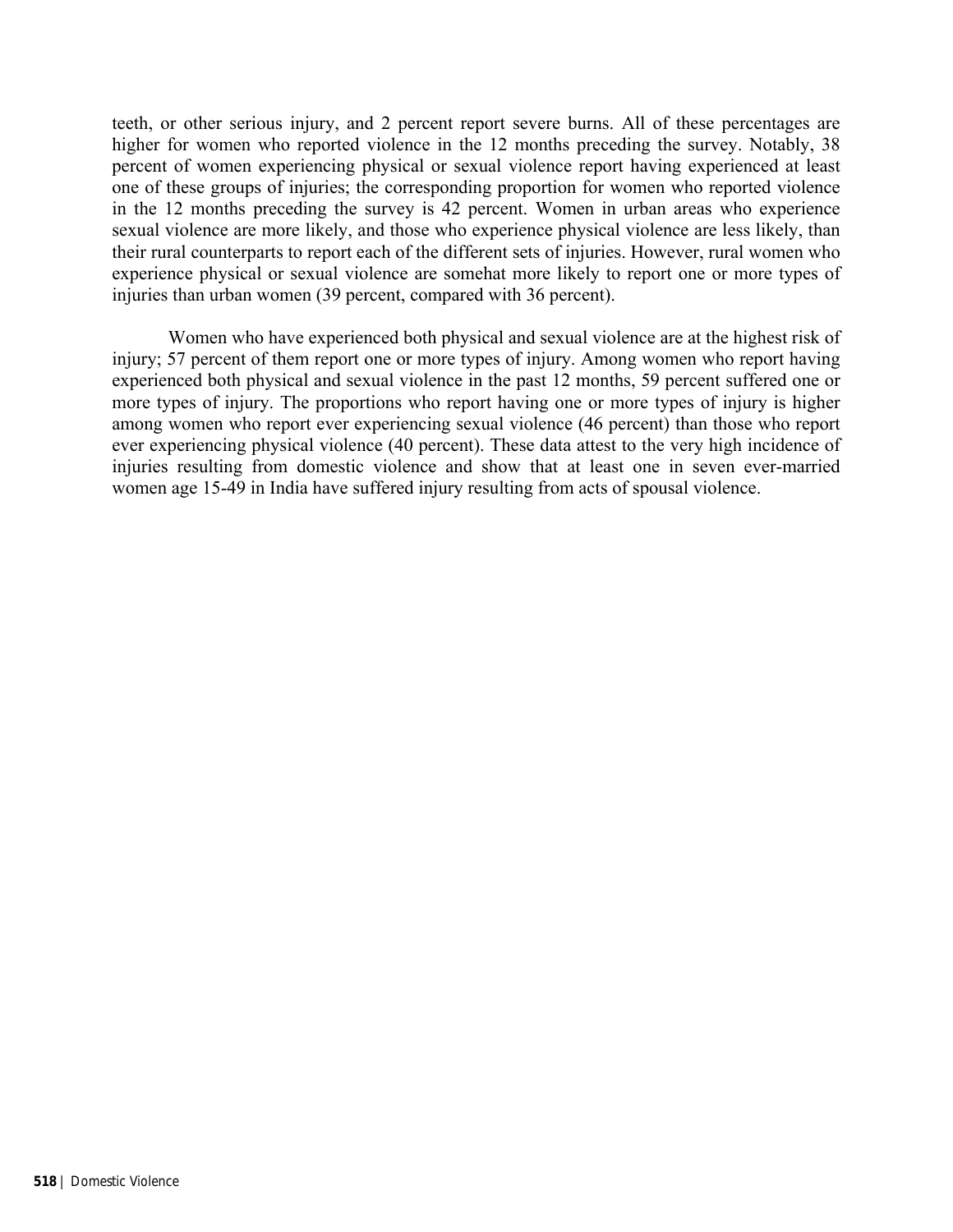teeth, or other serious injury, and 2 percent report severe burns. All of these percentages are higher for women who reported violence in the 12 months preceding the survey. Notably, 38 percent of women experiencing physical or sexual violence report having experienced at least one of these groups of injuries; the corresponding proportion for women who reported violence in the 12 months preceding the survey is 42 percent. Women in urban areas who experience sexual violence are more likely, and those who experience physical violence are less likely, than their rural counterparts to report each of the different sets of injuries. However, rural women who experience physical or sexual violence are somehat more likely to report one or more types of injuries than urban women (39 percent, compared with 36 percent).

Women who have experienced both physical and sexual violence are at the highest risk of injury; 57 percent of them report one or more types of injury. Among women who report having experienced both physical and sexual violence in the past 12 months, 59 percent suffered one or more types of injury. The proportions who report having one or more types of injury is higher among women who report ever experiencing sexual violence (46 percent) than those who report ever experiencing physical violence (40 percent). These data attest to the very high incidence of injuries resulting from domestic violence and show that at least one in seven ever-married women age 15-49 in India have suffered injury resulting from acts of spousal violence.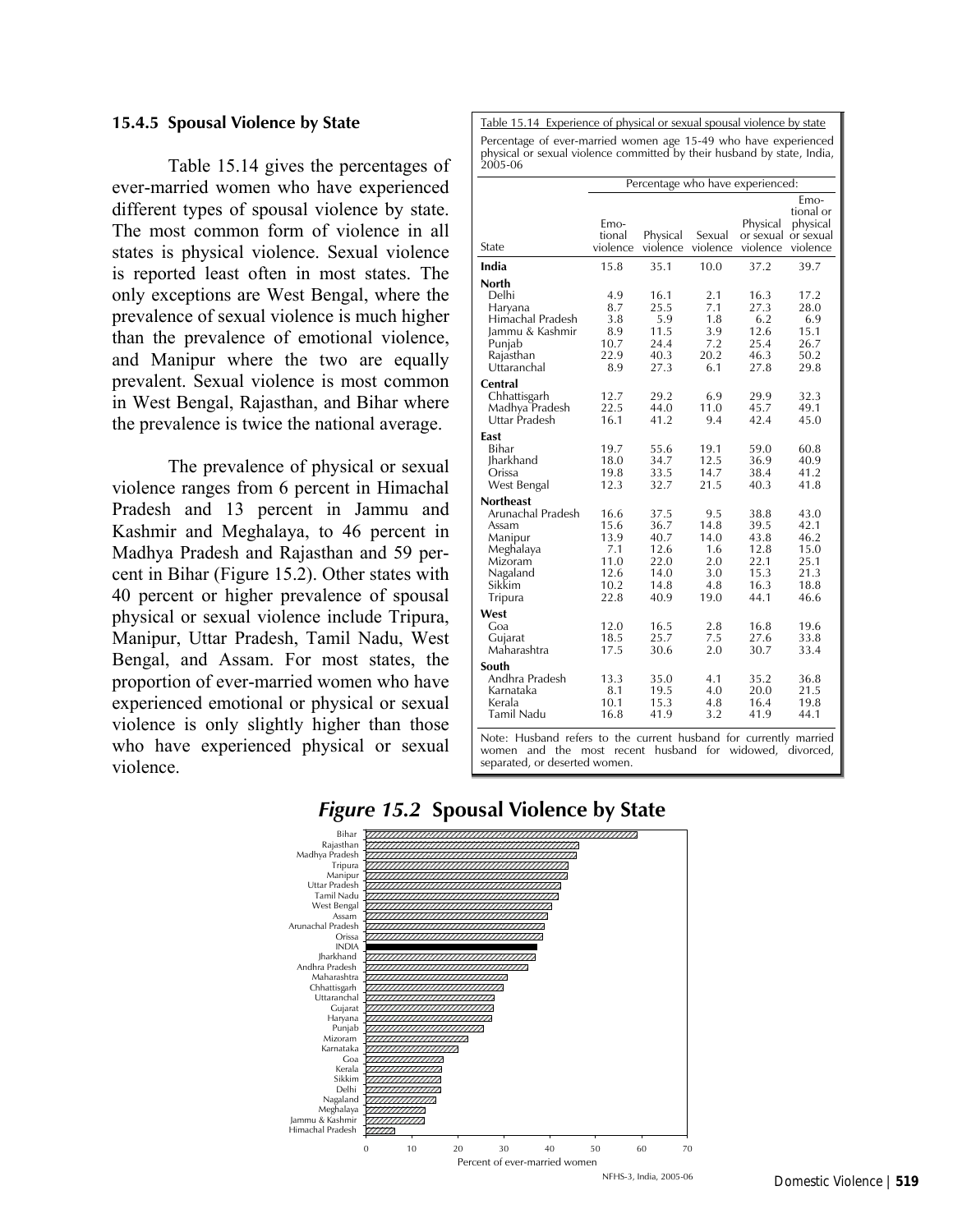### 15.4.5 Spousal Violence by State

Table 15.14 gives the percentages of ever-married women who have experienced different types of spousal violence by state. The most common form of violence in all states is physical violence. Sexual violence is reported least often in most states. The only exceptions are West Bengal, where the prevalence of sexual violence is much higher than the prevalence of emotional violence, and Manipur where the two are equally prevalent. Sexual violence is most common in West Bengal, Rajasthan, and Bihar where the prevalence is twice the national average.

The prevalence of physical or sexual violence ranges from 6 percent in Himachal Pradesh and 13 percent in Jammu and Kashmir and Meghalaya, to 46 percent in Madhya Pradesh and Rajasthan and 59 percent in Bihar (Figure 15.2). Other states with 40 percent or higher prevalence of spousal physical or sexual violence include Tripura, Manipur, Uttar Pradesh, Tamil Nadu, West Bengal, and Assam. For most states, the proportion of ever-married women who have experienced emotional or physical or sexual violence is only slightly higher than those who have experienced physical or sexual violence.

Table 15.14 Experience of physical or sexual spousal violence by state

Percentage of ever-married women age 15-49 who have experienced physical or sexual violence committed by their husband by state, India, 2005-06

| | Percentage who have experienced: | | | | |
|---|---|---|---|---|---|
| State | Emotional violence | Physical violence | Sexual violence | Physical or sexual violence | Emotional or physical or sexual violence |
| **India** | 15.8 | 35.1 | 10.0 | 37.2 | 39.7 |
| **North** | | | | | |
| Delhi | 4.9 | 16.1 | 2.1 | 16.3 | 17.2 |
| Haryana | 8.7 | 25.5 | 7.1 | 27.3 | 28.0 |
| Himachal Pradesh | 3.8 | 5.9 | 1.8 | 6.2 | 6.9 |
| Jammu & Kashmir | 8.9 | 11.5 | 3.9 | 12.6 | 15.1 |
| Punjab | 10.7 | 24.4 | 7.2 | 25.4 | 26.7 |
| Rajasthan | 22.9 | 40.3 | 20.2 | 46.3 | 50.2 |
| Uttaranchal | 8.9 | 27.3 | 6.1 | 27.8 | 29.8 |
| **Central** | | | | | |
| Chhattisgarh | 12.7 | 29.2 | 6.9 | 29.9 | 32.3 |
| Madhya Pradesh | 22.5 | 44.0 | 11.0 | 45.7 | 49.1 |
| Uttar Pradesh | 16.1 | 41.2 | 9.4 | 42.4 | 45.0 |
| **East** | | | | | |
| Bihar | 19.7 | 55.6 | 19.1 | 59.0 | 60.8 |
| Jharkhand | 18.0 | 34.7 | 12.5 | 36.9 | 40.9 |
| Orissa | 19.8 | 33.5 | 14.7 | 38.4 | 41.2 |
| West Bengal | 12.3 | 32.7 | 21.5 | 40.3 | 41.8 |
| **Northeast** | | | | | |
| Arunachal Pradesh | 16.6 | 37.5 | 9.5 | 38.8 | 43.0 |
| Assam | 15.6 | 36.7 | 14.8 | 39.5 | 42.1 |
| Manipur | 13.9 | 40.7 | 14.0 | 43.8 | 46.2 |
| Meghalaya | 7.1 | 12.6 | 1.6 | 12.8 | 15.0 |
| Mizoram | 11.0 | 22.0 | 2.0 | 22.1 | 25.1 |
| Nagaland | 12.6 | 14.0 | 3.0 | 15.3 | 21.3 |
| Sikkim | 10.2 | 14.8 | 4.8 | 16.3 | 18.8 |
| Tripura | 22.8 | 40.9 | 19.0 | 44.1 | 46.6 |
| **West** | | | | | |
| Goa | 12.0 | 16.5 | 2.8 | 16.8 | 19.6 |
| Gujarat | 18.5 | 25.7 | 7.5 | 27.6 | 33.8 |
| Maharashtra | 17.5 | 30.6 | 2.0 | 30.7 | 33.4 |
| **South** | | | | | |
| Andhra Pradesh | 13.3 | 35.0 | 4.1 | 35.2 | 36.8 |
| Karnataka | 8.1 | 19.5 | 4.0 | 20.0 | 21.5 |
| Kerala | 10.1 | 15.3 | 4.8 | 16.4 | 19.8 |
| Tamil Nadu | 16.8 | 41.9 | 3.2 | 41.9 | 44.1 |

Note: Husband refers to the current husband for currently married women and the most recent husband for widowed, divorced, separated, or deserted women.

***Figure 15.2*** **Spousal Violence by State**

Bihar, Rajasthan, Madhya Pradesh, Tripura, Manipur, Uttar Pradesh, Tamil Nadu, West Bengal, Assam, Arunachal Pradesh, Orissa, INDIA, Jharkhand, Andhra Pradesh, Maharashtra, Chhattisgarh, Uttaranchal, Gujarat, Haryana, Punjab, Mizoram, Karnataka, Goa, Kerala, Sikkim, Delhi, Nagaland, Meghalaya, Jammu & Kashmir, Himachal Pradesh

0 10 20 30 40 50 60 70

Percent of ever-married women

NFHS-3, India, 2005-06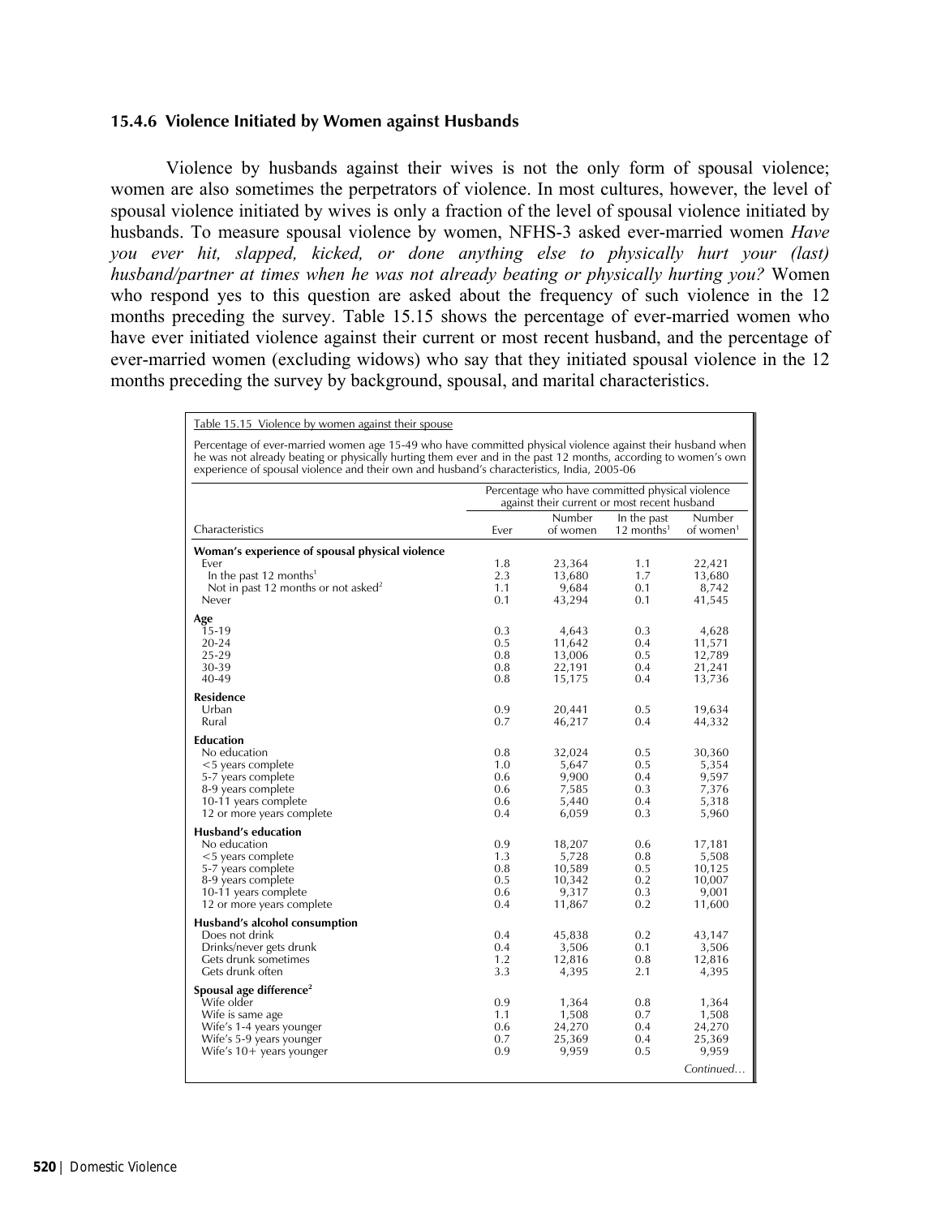### 15.4.6 Violence Initiated by Women against Husbands

Violence by husbands against their wives is not the only form of spousal violence; women are also sometimes the perpetrators of violence. In most cultures, however, the level of spousal violence initiated by wives is only a fraction of the level of spousal violence initiated by husbands. To measure spousal violence by women, NFHS-3 asked ever-married women *Have you ever hit, slapped, kicked, or done anything else to physically hurt your (last) husband/partner at times when he was not already beating or physically hurting you?* Women who respond yes to this question are asked about the frequency of such violence in the 12 months preceding the survey. Table 15.15 shows the percentage of ever-married women who have ever initiated violence against their current or most recent husband, and the percentage of ever-married women (excluding widows) who say that they initiated spousal violence in the 12 months preceding the survey by background, spousal, and marital characteristics.

Table 15.15 Violence by women against their spouse

Percentage of ever-married women age 15-49 who have committed physical violence against their husband when he was not already beating or physically hurting them ever and in the past 12 months, according to women's own experience of spousal violence and their own and husband's characteristics, India, 2005-06

| Characteristics | Percentage who have committed physical violence against their current or most recent husband | | | |
|---|---|---|---|---|
| | Ever | Number of women | In the past 12 months[1] | Number of women[1] |
| **Woman's experience of spousal physical violence** | | | | |
| Ever | 1.8 | 23,364 | 1.1 | 22,421 |
| In the past 12 months[1] | 2.3 | 13,680 | 1.7 | 13,680 |
| Not in past 12 months or not asked[2] | 1.1 | 9,684 | 0.1 | 8,742 |
| Never | 0.1 | 43,294 | 0.1 | 41,545 |
| **Age** | | | | |
| 15-19 | 0.3 | 4,643 | 0.3 | 4,628 |
| 20-24 | 0.5 | 11,642 | 0.4 | 11,571 |
| 25-29 | 0.8 | 13,006 | 0.5 | 12,789 |
| 30-39 | 0.8 | 22,191 | 0.4 | 21,241 |
| 40-49 | 0.8 | 15,175 | 0.4 | 13,736 |
| **Residence** | | | | |
| Urban | 0.9 | 20,441 | 0.5 | 19,634 |
| Rural | 0.7 | 46,217 | 0.4 | 44,332 |
| **Education** | | | | |
| No education | 0.8 | 32,024 | 0.5 | 30,360 |
| <5 years complete | 1.0 | 5,647 | 0.5 | 5,354 |
| 5-7 years complete | 0.6 | 9,900 | 0.4 | 9,597 |
| 8-9 years complete | 0.6 | 7,585 | 0.3 | 7,376 |
| 10-11 years complete | 0.6 | 5,440 | 0.4 | 5,318 |
| 12 or more years complete | 0.4 | 6,059 | 0.3 | 5,960 |
| **Husband's education** | | | | |
| No education | 0.9 | 18,207 | 0.6 | 17,181 |
| <5 years complete | 1.3 | 5,728 | 0.8 | 5,508 |
| 5-7 years complete | 0.8 | 10,589 | 0.5 | 10,125 |
| 8-9 years complete | 0.5 | 10,342 | 0.2 | 10,007 |
| 10-11 years complete | 0.6 | 9,317 | 0.3 | 9,001 |
| 12 or more years complete | 0.4 | 11,867 | 0.2 | 11,600 |
| **Husband's alcohol consumption** | | | | |
| Does not drink | 0.4 | 45,838 | 0.2 | 43,147 |
| Drinks/never gets drunk | 0.4 | 3,506 | 0.1 | 3,506 |
| Gets drunk sometimes | 1.2 | 12,816 | 0.8 | 12,816 |
| Gets drunk often | 3.3 | 4,395 | 2.1 | 4,395 |
| **Spousal age difference[2]** | | | | |
| Wife older | 0.9 | 1,364 | 0.8 | 1,364 |
| Wife is same age | 1.1 | 1,508 | 0.7 | 1,508 |
| Wife's 1-4 years younger | 0.6 | 24,270 | 0.4 | 24,270 |
| Wife's 5-9 years younger | 0.7 | 25,369 | 0.4 | 25,369 |
| Wife's 10+ years younger | 0.9 | 9,959 | 0.5 | 9,959 |

*Continued…*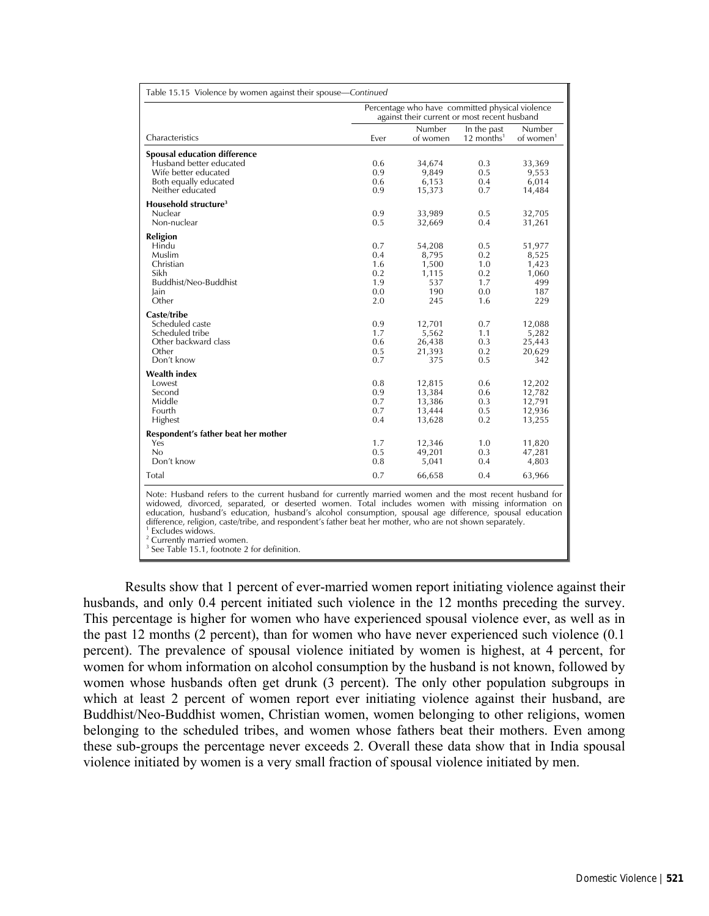Table 15.15 Violence by women against their spouse—*Continued*

| Characteristics | Percentage who have committed physical violence against their current or most recent husband | | | |
|---|---|---|---|---|
| | Ever | Number of women | In the past 12 months[1] | Number of women[1] |
| **Spousal education difference** | | | | |
| Husband better educated | 0.6 | 34,674 | 0.3 | 33,369 |
| Wife better educated | 0.9 | 9,849 | 0.5 | 9,553 |
| Both equally educated | 0.6 | 6,153 | 0.4 | 6,014 |
| Neither educated | 0.9 | 15,373 | 0.7 | 14,484 |
| **Household structure[3]** | | | | |
| Nuclear | 0.9 | 33,989 | 0.5 | 32,705 |
| Non-nuclear | 0.5 | 32,669 | 0.4 | 31,261 |
| **Religion** | | | | |
| Hindu | 0.7 | 54,208 | 0.5 | 51,977 |
| Muslim | 0.4 | 8,795 | 0.2 | 8,525 |
| Christian | 1.6 | 1,500 | 1.0 | 1,423 |
| Sikh | 0.2 | 1,115 | 0.2 | 1,060 |
| Buddhist/Neo-Buddhist | 1.9 | 537 | 1.7 | 499 |
| Jain | 0.0 | 190 | 0.0 | 187 |
| Other | 2.0 | 245 | 1.6 | 229 |
| **Caste/tribe** | | | | |
| Scheduled caste | 0.9 | 12,701 | 0.7 | 12,088 |
| Scheduled tribe | 1.7 | 5,562 | 1.1 | 5,282 |
| Other backward class | 0.6 | 26,438 | 0.3 | 25,443 |
| Other | 0.5 | 21,393 | 0.2 | 20,629 |
| Don't know | 0.7 | 375 | 0.5 | 342 |
| **Wealth index** | | | | |
| Lowest | 0.8 | 12,815 | 0.6 | 12,202 |
| Second | 0.9 | 13,384 | 0.6 | 12,782 |
| Middle | 0.7 | 13,386 | 0.3 | 12,791 |
| Fourth | 0.7 | 13,444 | 0.5 | 12,936 |
| Highest | 0.4 | 13,628 | 0.2 | 13,255 |
| **Respondent's father beat her mother** | | | | |
| Yes | 1.7 | 12,346 | 1.0 | 11,820 |
| No | 0.5 | 49,201 | 0.3 | 47,281 |
| Don't know | 0.8 | 5,041 | 0.4 | 4,803 |
| Total | 0.7 | 66,658 | 0.4 | 63,966 |

Note: Husband refers to the current husband for currently married women and the most recent husband for widowed, divorced, separated, or deserted women. Total includes women with missing information on education, husband's education, husband's alcohol consumption, spousal age difference, spousal education difference, religion, caste/tribe, and respondent's father beat her mother, who are not shown separately.
[1] Excludes widows.
[2] Currently married women.
[3] See Table 15.1, footnote 2 for definition.

Results show that 1 percent of ever-married women report initiating violence against their husbands, and only 0.4 percent initiated such violence in the 12 months preceding the survey. This percentage is higher for women who have experienced spousal violence ever, as well as in the past 12 months (2 percent), than for women who have never experienced such violence (0.1 percent). The prevalence of spousal violence initiated by women is highest, at 4 percent, for women for whom information on alcohol consumption by the husband is not known, followed by women whose husbands often get drunk (3 percent). The only other population subgroups in which at least 2 percent of women report ever initiating violence against their husband, are Buddhist/Neo-Buddhist women, Christian women, women belonging to other religions, women belonging to the scheduled tribes, and women whose fathers beat their mothers. Even among these sub-groups the percentage never exceeds 2. Overall these data show that in India spousal violence initiated by women is a very small fraction of spousal violence initiated by men.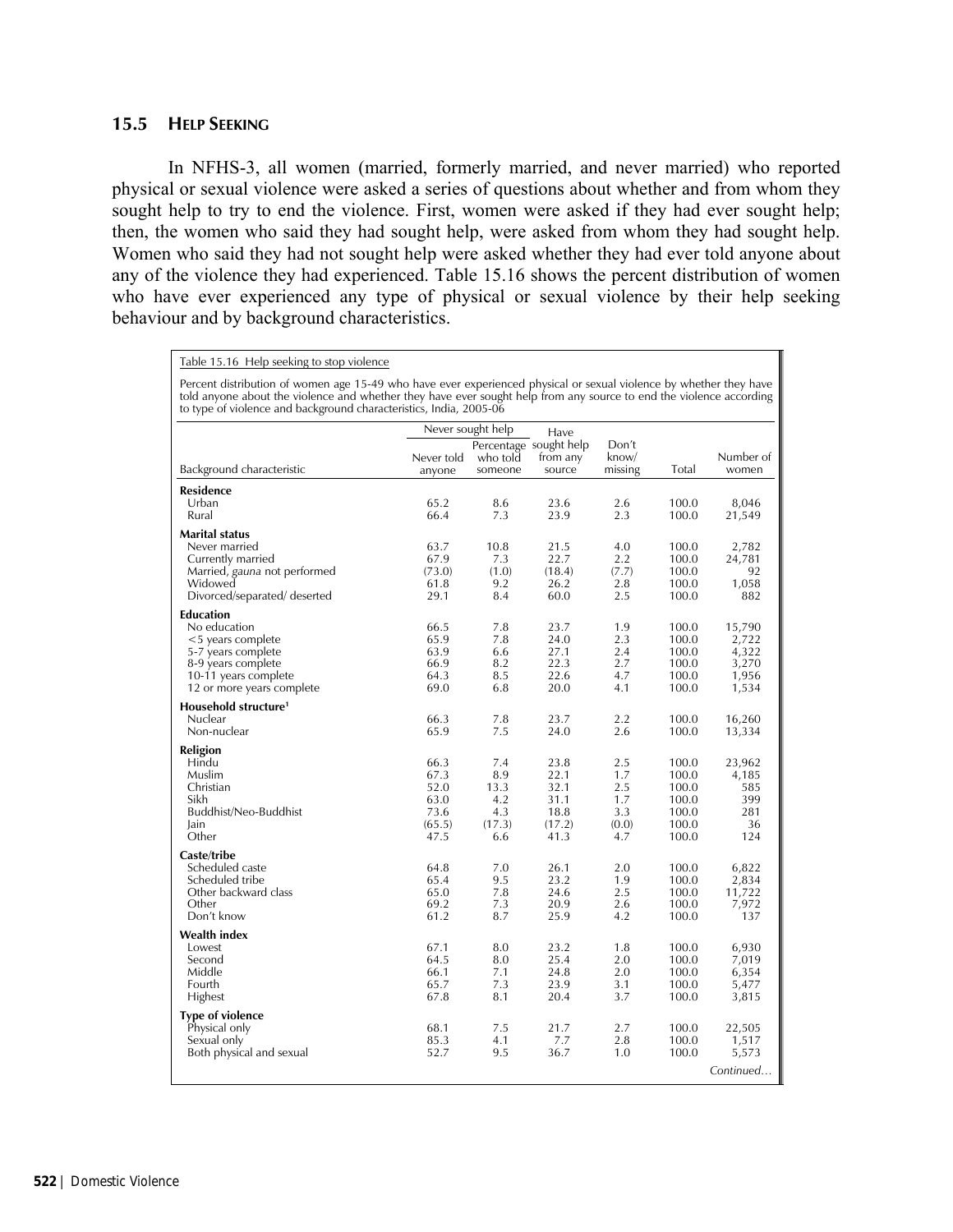## 15.5 HELP SEEKING

In NFHS-3, all women (married, formerly married, and never married) who reported physical or sexual violence were asked a series of questions about whether and from whom they sought help to try to end the violence. First, women were asked if they had ever sought help; then, the women who said they had sought help, were asked from whom they had sought help. Women who said they had not sought help were asked whether they had ever told anyone about any of the violence they had experienced. Table 15.16 shows the percent distribution of women who have ever experienced any type of physical or sexual violence by their help seeking behaviour and by background characteristics.

Table 15.16 Help seeking to stop violence

Percent distribution of women age 15-49 who have ever experienced physical or sexual violence by whether they have told anyone about the violence and whether they have ever sought help from any source to end the violence according to type of violence and background characteristics, India, 2005-06

| Background characteristic | Never sought help | | Have sought help from any source | Don't know/ missing | Total | Number of women |
|---|---|---|---|---|---|---|
| | Never told anyone | Percentage who told someone | | | | |
| **Residence** | | | | | | |
| Urban | 65.2 | 8.6 | 23.6 | 2.6 | 100.0 | 8,046 |
| Rural | 66.4 | 7.3 | 23.9 | 2.3 | 100.0 | 21,549 |
| **Marital status** | | | | | | |
| Never married | 63.7 | 10.8 | 21.5 | 4.0 | 100.0 | 2,782 |
| Currently married | 67.9 | 7.3 | 22.7 | 2.2 | 100.0 | 24,781 |
| Married, *gauna* not performed | (73.0) | (1.0) | (18.4) | (7.7) | 100.0 | 92 |
| Widowed | 61.8 | 9.2 | 26.2 | 2.8 | 100.0 | 1,058 |
| Divorced/separated/ deserted | 29.1 | 8.4 | 60.0 | 2.5 | 100.0 | 882 |
| **Education** | | | | | | |
| No education | 66.5 | 7.8 | 23.7 | 1.9 | 100.0 | 15,790 |
| <5 years complete | 65.9 | 7.8 | 24.0 | 2.3 | 100.0 | 2,722 |
| 5-7 years complete | 63.9 | 6.6 | 27.1 | 2.4 | 100.0 | 4,322 |
| 8-9 years complete | 66.9 | 8.2 | 22.3 | 2.7 | 100.0 | 3,270 |
| 10-11 years complete | 64.3 | 8.5 | 22.6 | 4.7 | 100.0 | 1,956 |
| 12 or more years complete | 69.0 | 6.8 | 20.0 | 4.1 | 100.0 | 1,534 |
| **Household structure**[1] | | | | | | |
| Nuclear | 66.3 | 7.8 | 23.7 | 2.2 | 100.0 | 16,260 |
| Non-nuclear | 65.9 | 7.5 | 24.0 | 2.6 | 100.0 | 13,334 |
| **Religion** | | | | | | |
| Hindu | 66.3 | 7.4 | 23.8 | 2.5 | 100.0 | 23,962 |
| Muslim | 67.3 | 8.9 | 22.1 | 1.7 | 100.0 | 4,185 |
| Christian | 52.0 | 13.3 | 32.1 | 2.5 | 100.0 | 585 |
| Sikh | 63.0 | 4.2 | 31.1 | 1.7 | 100.0 | 399 |
| Buddhist/Neo-Buddhist | 73.6 | 4.3 | 18.8 | 3.3 | 100.0 | 281 |
| Jain | (65.5) | (17.3) | (17.2) | (0.0) | 100.0 | 36 |
| Other | 47.5 | 6.6 | 41.3 | 4.7 | 100.0 | 124 |
| **Caste/tribe** | | | | | | |
| Scheduled caste | 64.8 | 7.0 | 26.1 | 2.0 | 100.0 | 6,822 |
| Scheduled tribe | 65.4 | 9.5 | 23.2 | 1.9 | 100.0 | 2,834 |
| Other backward class | 65.0 | 7.8 | 24.6 | 2.5 | 100.0 | 11,722 |
| Other | 69.2 | 7.3 | 20.9 | 2.6 | 100.0 | 7,972 |
| Don't know | 61.2 | 8.7 | 25.9 | 4.2 | 100.0 | 137 |
| **Wealth index** | | | | | | |
| Lowest | 67.1 | 8.0 | 23.2 | 1.8 | 100.0 | 6,930 |
| Second | 64.5 | 8.0 | 25.4 | 2.0 | 100.0 | 7,019 |
| Middle | 66.1 | 7.1 | 24.8 | 2.0 | 100.0 | 6,354 |
| Fourth | 65.7 | 7.3 | 23.9 | 3.1 | 100.0 | 5,477 |
| Highest | 67.8 | 8.1 | 20.4 | 3.7 | 100.0 | 3,815 |
| **Type of violence** | | | | | | |
| Physical only | 68.1 | 7.5 | 21.7 | 2.7 | 100.0 | 22,505 |
| Sexual only | 85.3 | 4.1 | 7.7 | 2.8 | 100.0 | 1,517 |
| Both physical and sexual | 52.7 | 9.5 | 36.7 | 1.0 | 100.0 | 5,573 |

*Continued…*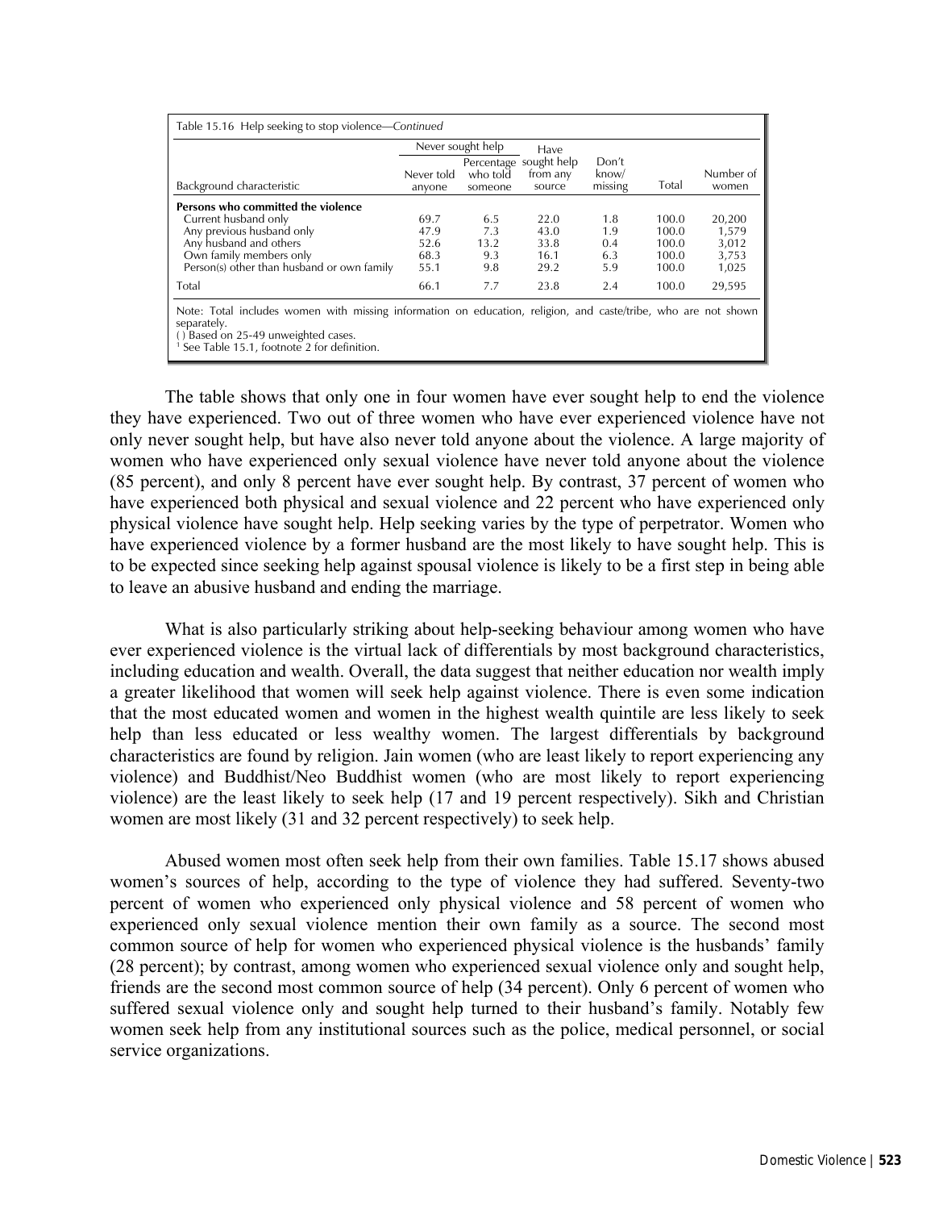Table 15.16 Help seeking to stop violence—*Continued*

| Background characteristic | Never sought help | | Have sought help from any source | Don't know/ missing | Total | Number of women |
|---|---|---|---|---|---|---|
| | Never told anyone | Percentage who told someone | | | | |
| **Persons who committed the violence** | | | | | | |
| Current husband only | 69.7 | 6.5 | 22.0 | 1.8 | 100.0 | 20,200 |
| Any previous husband only | 47.9 | 7.3 | 43.0 | 1.9 | 100.0 | 1,579 |
| Any husband and others | 52.6 | 13.2 | 33.8 | 0.4 | 100.0 | 3,012 |
| Own family members only | 68.3 | 9.3 | 16.1 | 6.3 | 100.0 | 3,753 |
| Person(s) other than husband or own family | 55.1 | 9.8 | 29.2 | 5.9 | 100.0 | 1,025 |
| Total | 66.1 | 7.7 | 23.8 | 2.4 | 100.0 | 29,595 |

Note: Total includes women with missing information on education, religion, and caste/tribe, who are not shown separately.
( ) Based on 25-49 unweighted cases.
[1] See Table 15.1, footnote 2 for definition.

The table shows that only one in four women have ever sought help to end the violence they have experienced. Two out of three women who have ever experienced violence have not only never sought help, but have also never told anyone about the violence. A large majority of women who have experienced only sexual violence have never told anyone about the violence (85 percent), and only 8 percent have ever sought help. By contrast, 37 percent of women who have experienced both physical and sexual violence and 22 percent who have experienced only physical violence have sought help. Help seeking varies by the type of perpetrator. Women who have experienced violence by a former husband are the most likely to have sought help. This is to be expected since seeking help against spousal violence is likely to be a first step in being able to leave an abusive husband and ending the marriage.

What is also particularly striking about help-seeking behaviour among women who have ever experienced violence is the virtual lack of differentials by most background characteristics, including education and wealth. Overall, the data suggest that neither education nor wealth imply a greater likelihood that women will seek help against violence. There is even some indication that the most educated women and women in the highest wealth quintile are less likely to seek help than less educated or less wealthy women. The largest differentials by background characteristics are found by religion. Jain women (who are least likely to report experiencing any violence) and Buddhist/Neo Buddhist women (who are most likely to report experiencing violence) are the least likely to seek help (17 and 19 percent respectively). Sikh and Christian women are most likely (31 and 32 percent respectively) to seek help.

Abused women most often seek help from their own families. Table 15.17 shows abused women's sources of help, according to the type of violence they had suffered. Seventy-two percent of women who experienced only physical violence and 58 percent of women who experienced only sexual violence mention their own family as a source. The second most common source of help for women who experienced physical violence is the husbands' family (28 percent); by contrast, among women who experienced sexual violence only and sought help, friends are the second most common source of help (34 percent). Only 6 percent of women who suffered sexual violence only and sought help turned to their husband's family. Notably few women seek help from any institutional sources such as the police, medical personnel, or social service organizations.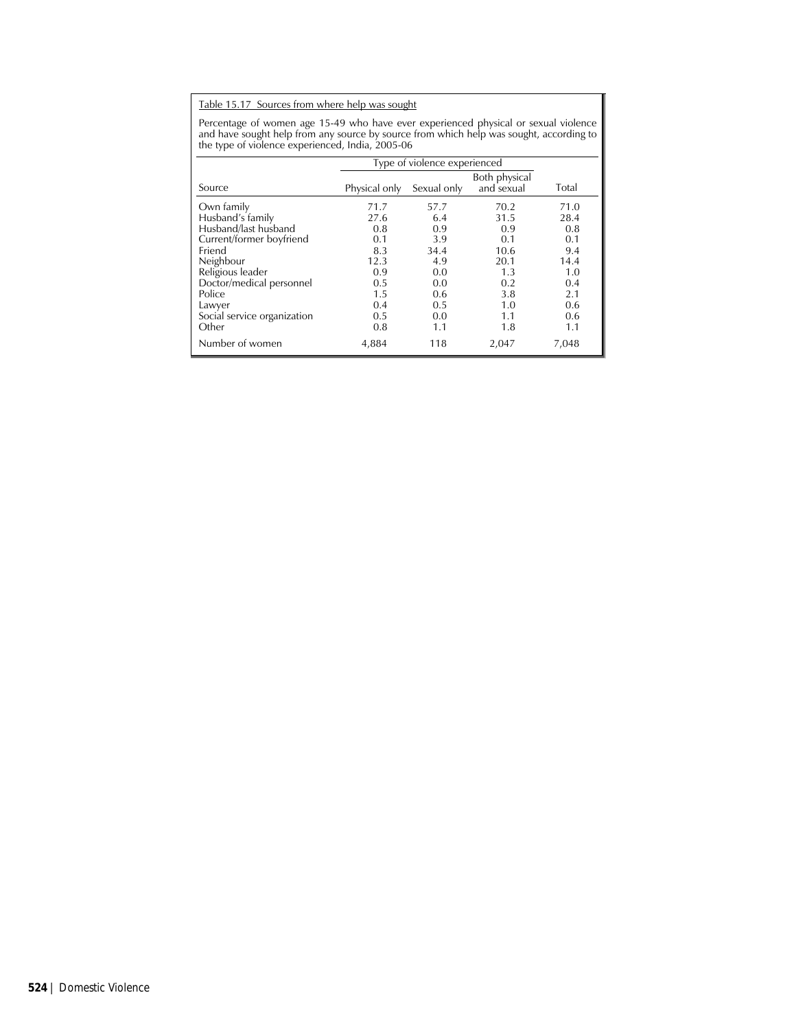Table 15.17 Sources from where help was sought

Percentage of women age 15-49 who have ever experienced physical or sexual violence and have sought help from any source by source from which help was sought, according to the type of violence experienced, India, 2005-06

| | Type of violence experienced | | | |
|---|---|---|---|---|
| Source | Physical only | Sexual only | Both physical and sexual | Total |
| Own family | 71.7 | 57.7 | 70.2 | 71.0 |
| Husband's family | 27.6 | 6.4 | 31.5 | 28.4 |
| Husband/last husband | 0.8 | 0.9 | 0.9 | 0.8 |
| Current/former boyfriend | 0.1 | 3.9 | 0.1 | 0.1 |
| Friend | 8.3 | 34.4 | 10.6 | 9.4 |
| Neighbour | 12.3 | 4.9 | 20.1 | 14.4 |
| Religious leader | 0.9 | 0.0 | 1.3 | 1.0 |
| Doctor/medical personnel | 0.5 | 0.0 | 0.2 | 0.4 |
| Police | 1.5 | 0.6 | 3.8 | 2.1 |
| Lawyer | 0.4 | 0.5 | 1.0 | 0.6 |
| Social service organization | 0.5 | 0.0 | 1.1 | 0.6 |
| Other | 0.8 | 1.1 | 1.8 | 1.1 |
| Number of women | 4,884 | 118 | 2,047 | 7,048 |